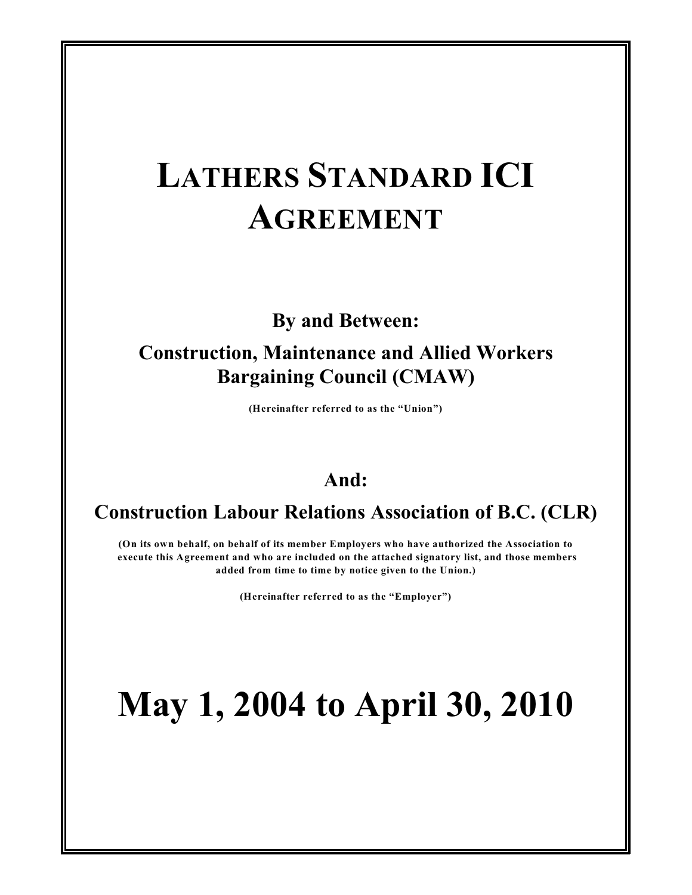# LATHERS STANDARD ICI AGREEMENT

**By and Between:**

**Construction, Maintenance and Allied Workers Bargaining Council (CMAW)**

**(Hereinafter referred to as the "Union")**

**And:**

**Construction Labour Relations Association of B.C. (CLR)**

**(On its own behalf, on behalf of its member Employers who have authorized the Association to execute this Agreement and who are included on the attached signatory list, and those members added from time to time by notice given to the Union.)**

**(Hereinafter referred to as the "Employer")**

# May 1, 2004 to April 30, 2010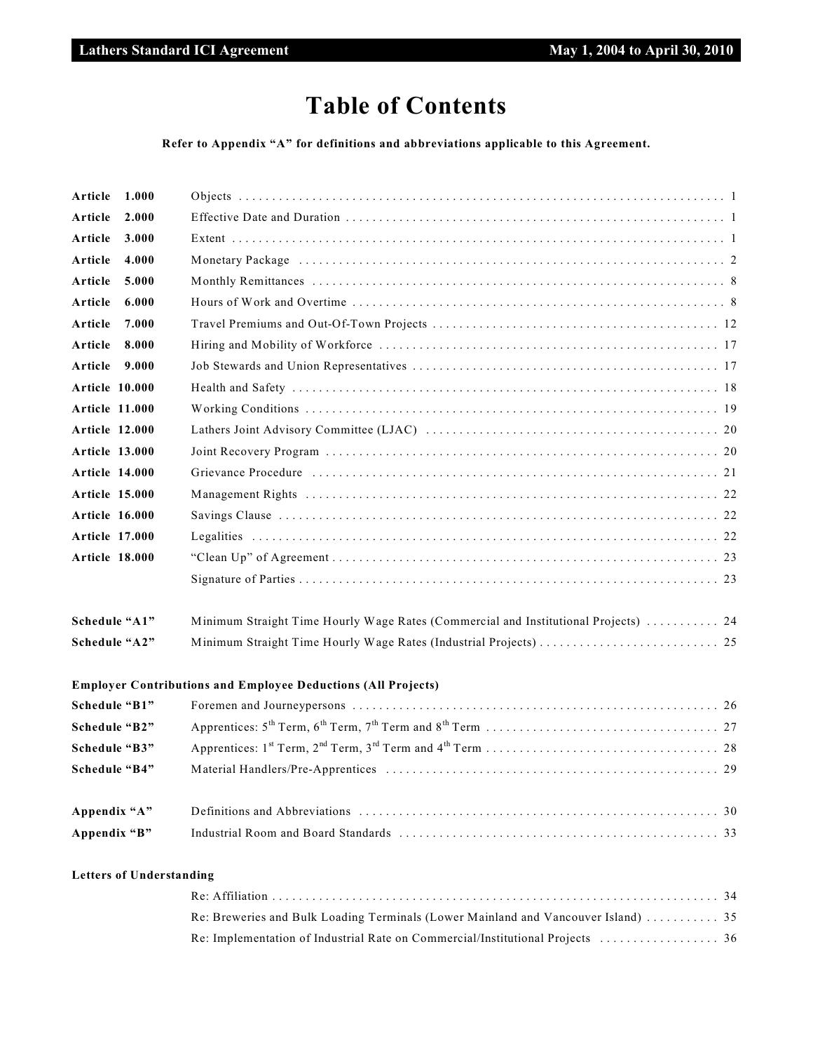# Table of Contents

**Refer to Appendix "A" for definitions and abbreviations applicable to this Agreement.**

| | | |
|---|---|---|
| **Article 1.000** | Objects | 1 |
| **Article 2.000** | Effective Date and Duration | 1 |
| **Article 3.000** | Extent | 1 |
| **Article 4.000** | Monetary Package | 2 |
| **Article 5.000** | Monthly Remittances | 8 |
| **Article 6.000** | Hours of Work and Overtime | 8 |
| **Article 7.000** | Travel Premiums and Out-Of-Town Projects | 12 |
| **Article 8.000** | Hiring and Mobility of Workforce | 17 |
| **Article 9.000** | Job Stewards and Union Representatives | 17 |
| **Article 10.000** | Health and Safety | 18 |
| **Article 11.000** | Working Conditions | 19 |
| **Article 12.000** | Lathers Joint Advisory Committee (LJAC) | 20 |
| **Article 13.000** | Joint Recovery Program | 20 |
| **Article 14.000** | Grievance Procedure | 21 |
| **Article 15.000** | Management Rights | 22 |
| **Article 16.000** | Savings Clause | 22 |
| **Article 17.000** | Legalities | 22 |
| **Article 18.000** | "Clean Up" of Agreement | 23 |
| | Signature of Parties | 23 |
| **Schedule "A1"** | Minimum Straight Time Hourly Wage Rates (Commercial and Institutional Projects) | 24 |
| **Schedule "A2"** | Minimum Straight Time Hourly Wage Rates (Industrial Projects) | 25 |

**Employer Contributions and Employee Deductions (All Projects)**

| | | |
|---|---|---|
| **Schedule "B1"** | Foremen and Journeypersons | 26 |
| **Schedule "B2"** | Apprentices: 5th Term, 6th Term, 7th Term and 8th Term | 27 |
| **Schedule "B3"** | Apprentices: 1st Term, 2nd Term, 3rd Term and 4th Term | 28 |
| **Schedule "B4"** | Material Handlers/Pre-Apprentices | 29 |
| **Appendix "A"** | Definitions and Abbreviations | 30 |
| **Appendix "B"** | Industrial Room and Board Standards | 33 |

**Letters of Understanding**

| | |
|---|---|
| Re: Affiliation | 34 |
| Re: Breweries and Bulk Loading Terminals (Lower Mainland and Vancouver Island) | 35 |
| Re: Implementation of Industrial Rate on Commercial/Institutional Projects | 36 |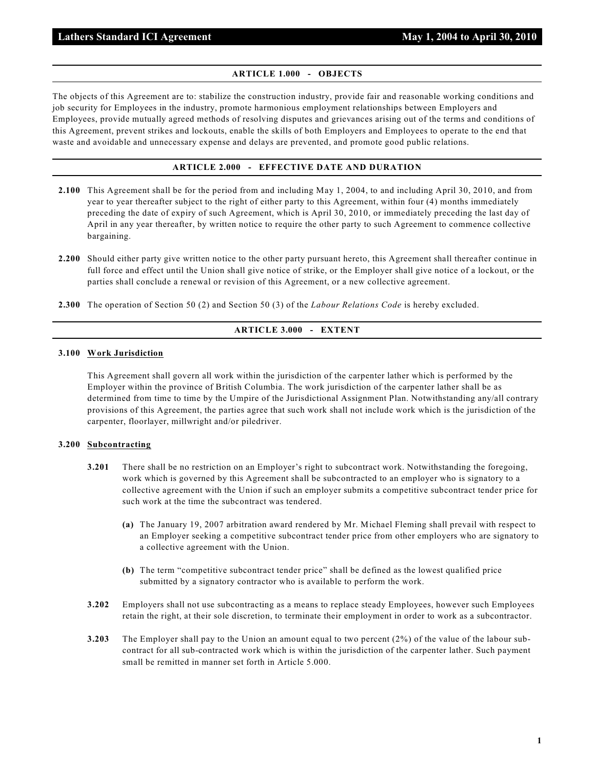## ARTICLE 1.000 - OBJECTS

The objects of this Agreement are to: stabilize the construction industry, provide fair and reasonable working conditions and job security for Employees in the industry, promote harmonious employment relationships between Employers and Employees, provide mutually agreed methods of resolving disputes and grievances arising out of the terms and conditions of this Agreement, prevent strikes and lockouts, enable the skills of both Employers and Employees to operate to the end that waste and avoidable and unnecessary expense and delays are prevented, and promote good public relations.

## ARTICLE 2.000 - EFFECTIVE DATE AND DURATION

**2.100** This Agreement shall be for the period from and including May 1, 2004, to and including April 30, 2010, and from year to year thereafter subject to the right of either party to this Agreement, within four (4) months immediately preceding the date of expiry of such Agreement, which is April 30, 2010, or immediately preceding the last day of April in any year thereafter, by written notice to require the other party to such Agreement to commence collective bargaining.

**2.200** Should either party give written notice to the other party pursuant hereto, this Agreement shall thereafter continue in full force and effect until the Union shall give notice of strike, or the Employer shall give notice of a lockout, or the parties shall conclude a renewal or revision of this Agreement, or a new collective agreement.

**2.300** The operation of Section 50 (2) and Section 50 (3) of the *Labour Relations Code* is hereby excluded.

## ARTICLE 3.000 - EXTENT

**3.100** **Work Jurisdiction**

This Agreement shall govern all work within the jurisdiction of the carpenter lather which is performed by the Employer within the province of British Columbia. The work jurisdiction of the carpenter lather shall be as determined from time to time by the Umpire of the Jurisdictional Assignment Plan. Notwithstanding any/all contrary provisions of this Agreement, the parties agree that such work shall not include work which is the jurisdiction of the carpenter, floorlayer, millwright and/or piledriver.

**3.200** **Subcontracting**

**3.201** There shall be no restriction on an Employer's right to subcontract work. Notwithstanding the foregoing, work which is governed by this Agreement shall be subcontracted to an employer who is signatory to a collective agreement with the Union if such an employer submits a competitive subcontract tender price for such work at the time the subcontract was tendered.

- **(a)** The January 19, 2007 arbitration award rendered by Mr. Michael Fleming shall prevail with respect to an Employer seeking a competitive subcontract tender price from other employers who are signatory to a collective agreement with the Union.

- **(b)** The term "competitive subcontract tender price" shall be defined as the lowest qualified price submitted by a signatory contractor who is available to perform the work.

**3.202** Employers shall not use subcontracting as a means to replace steady Employees, however such Employees retain the right, at their sole discretion, to terminate their employment in order to work as a subcontractor.

**3.203** The Employer shall pay to the Union an amount equal to two percent (2%) of the value of the labour sub-contract for all sub-contracted work which is within the jurisdiction of the carpenter lather. Such payment small be remitted in manner set forth in Article 5.000.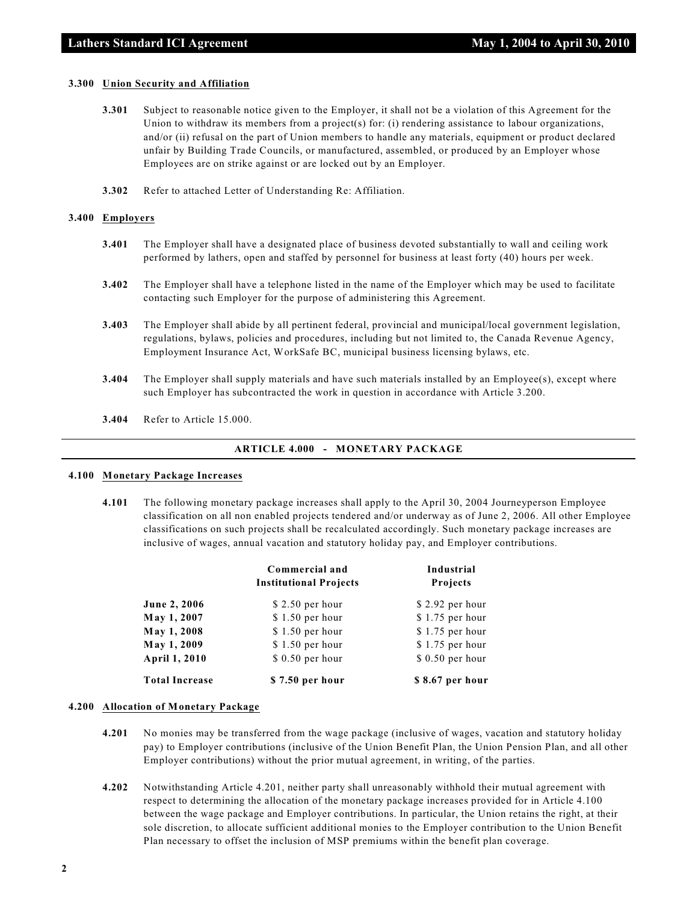### 3.300 Union Security and Affiliation

**3.301** Subject to reasonable notice given to the Employer, it shall not be a violation of this Agreement for the Union to withdraw its members from a project(s) for: (i) rendering assistance to labour organizations, and/or (ii) refusal on the part of Union members to handle any materials, equipment or product declared unfair by Building Trade Councils, or manufactured, assembled, or produced by an Employer whose Employees are on strike against or are locked out by an Employer.

**3.302** Refer to attached Letter of Understanding Re: Affiliation.

### 3.400 Employers

**3.401** The Employer shall have a designated place of business devoted substantially to wall and ceiling work performed by lathers, open and staffed by personnel for business at least forty (40) hours per week.

**3.402** The Employer shall have a telephone listed in the name of the Employer which may be used to facilitate contacting such Employer for the purpose of administering this Agreement.

**3.403** The Employer shall abide by all pertinent federal, provincial and municipal/local government legislation, regulations, bylaws, policies and procedures, including but not limited to, the Canada Revenue Agency, Employment Insurance Act, WorkSafe BC, municipal business licensing bylaws, etc.

**3.404** The Employer shall supply materials and have such materials installed by an Employee(s), except where such Employer has subcontracted the work in question in accordance with Article 3.200.

**3.404** Refer to Article 15.000.

## ARTICLE 4.000 - MONETARY PACKAGE

### 4.100 Monetary Package Increases

**4.101** The following monetary package increases shall apply to the April 30, 2004 Journeyperson Employee classification on all non enabled projects tendered and/or underway as of June 2, 2006. All other Employee classifications on such projects shall be recalculated accordingly. Such monetary package increases are inclusive of wages, annual vacation and statutory holiday pay, and Employer contributions.

| | Commercial and Institutional Projects | Industrial Projects |
|---|---|---|
| **June 2, 2006** | $ 2.50 per hour | $ 2.92 per hour |
| **May 1, 2007** | $ 1.50 per hour | $ 1.75 per hour |
| **May 1, 2008** | $ 1.50 per hour | $ 1.75 per hour |
| **May 1, 2009** | $ 1.50 per hour | $ 1.75 per hour |
| **April 1, 2010** | $ 0.50 per hour | $ 0.50 per hour |
| **Total Increase** | **$ 7.50 per hour** | **$ 8.67 per hour** |

### 4.200 Allocation of Monetary Package

**4.201** No monies may be transferred from the wage package (inclusive of wages, vacation and statutory holiday pay) to Employer contributions (inclusive of the Union Benefit Plan, the Union Pension Plan, and all other Employer contributions) without the prior mutual agreement, in writing, of the parties.

**4.202** Notwithstanding Article 4.201, neither party shall unreasonably withhold their mutual agreement with respect to determining the allocation of the monetary package increases provided for in Article 4.100 between the wage package and Employer contributions. In particular, the Union retains the right, at their sole discretion, to allocate sufficient additional monies to the Employer contribution to the Union Benefit Plan necessary to offset the inclusion of MSP premiums within the benefit plan coverage.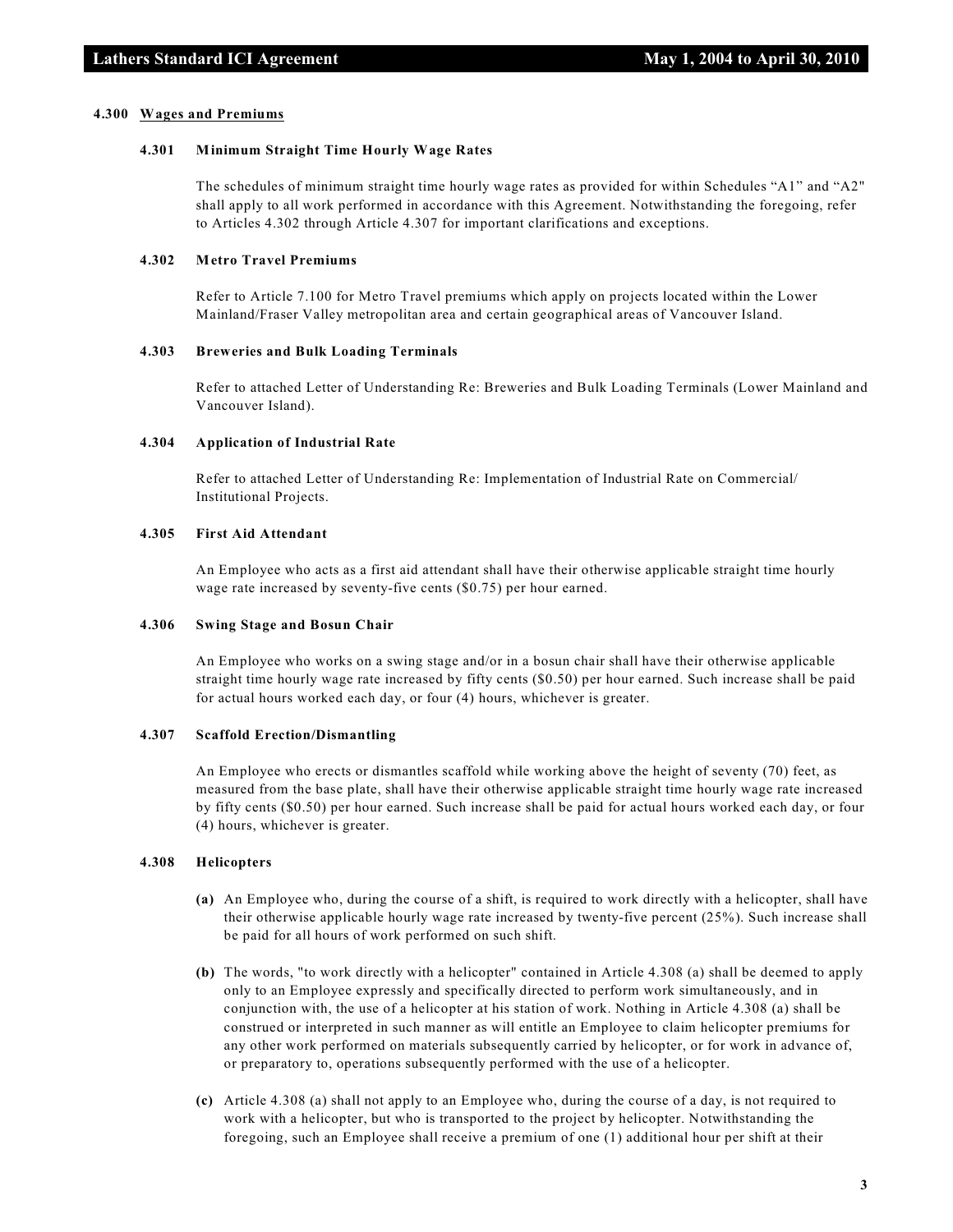## 4.300 Wages and Premiums

### 4.301 Minimum Straight Time Hourly Wage Rates

The schedules of minimum straight time hourly wage rates as provided for within Schedules "A1" and "A2" shall apply to all work performed in accordance with this Agreement. Notwithstanding the foregoing, refer to Articles 4.302 through Article 4.307 for important clarifications and exceptions.

### 4.302 Metro Travel Premiums

Refer to Article 7.100 for Metro Travel premiums which apply on projects located within the Lower Mainland/Fraser Valley metropolitan area and certain geographical areas of Vancouver Island.

### 4.303 Breweries and Bulk Loading Terminals

Refer to attached Letter of Understanding Re: Breweries and Bulk Loading Terminals (Lower Mainland and Vancouver Island).

### 4.304 Application of Industrial Rate

Refer to attached Letter of Understanding Re: Implementation of Industrial Rate on Commercial/ Institutional Projects.

### 4.305 First Aid Attendant

An Employee who acts as a first aid attendant shall have their otherwise applicable straight time hourly wage rate increased by seventy-five cents ($0.75) per hour earned.

### 4.306 Swing Stage and Bosun Chair

An Employee who works on a swing stage and/or in a bosun chair shall have their otherwise applicable straight time hourly wage rate increased by fifty cents ($0.50) per hour earned. Such increase shall be paid for actual hours worked each day, or four (4) hours, whichever is greater.

### 4.307 Scaffold Erection/Dismantling

An Employee who erects or dismantles scaffold while working above the height of seventy (70) feet, as measured from the base plate, shall have their otherwise applicable straight time hourly wage rate increased by fifty cents ($0.50) per hour earned. Such increase shall be paid for actual hours worked each day, or four (4) hours, whichever is greater.

### 4.308 Helicopters

**(a)** An Employee who, during the course of a shift, is required to work directly with a helicopter, shall have their otherwise applicable hourly wage rate increased by twenty-five percent (25%). Such increase shall be paid for all hours of work performed on such shift.

**(b)** The words, "to work directly with a helicopter" contained in Article 4.308 (a) shall be deemed to apply only to an Employee expressly and specifically directed to perform work simultaneously, and in conjunction with, the use of a helicopter at his station of work. Nothing in Article 4.308 (a) shall be construed or interpreted in such manner as will entitle an Employee to claim helicopter premiums for any other work performed on materials subsequently carried by helicopter, or for work in advance of, or preparatory to, operations subsequently performed with the use of a helicopter.

**(c)** Article 4.308 (a) shall not apply to an Employee who, during the course of a day, is not required to work with a helicopter, but who is transported to the project by helicopter. Notwithstanding the foregoing, such an Employee shall receive a premium of one (1) additional hour per shift at their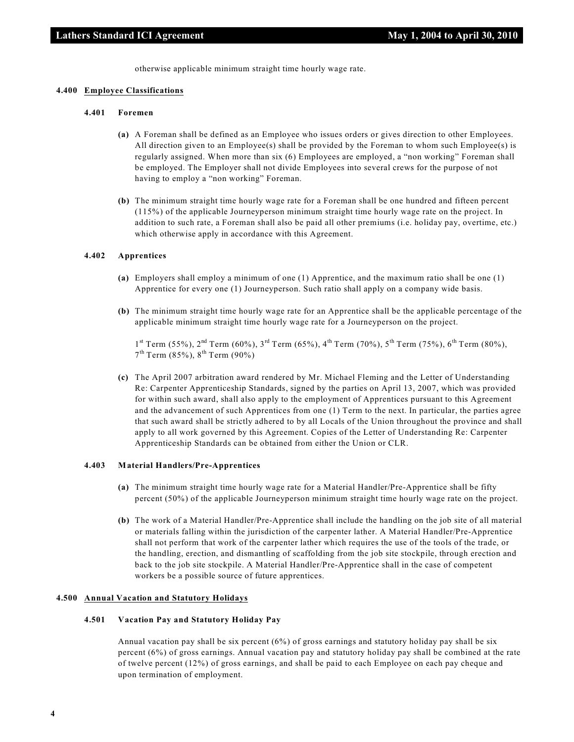otherwise applicable minimum straight time hourly wage rate.

## 4.400 Employee Classifications

### 4.401 Foremen

**(a)** A Foreman shall be defined as an Employee who issues orders or gives direction to other Employees. All direction given to an Employee(s) shall be provided by the Foreman to whom such Employee(s) is regularly assigned. When more than six (6) Employees are employed, a "non working" Foreman shall be employed. The Employer shall not divide Employees into several crews for the purpose of not having to employ a "non working" Foreman.

**(b)** The minimum straight time hourly wage rate for a Foreman shall be one hundred and fifteen percent (115%) of the applicable Journeyperson minimum straight time hourly wage rate on the project. In addition to such rate, a Foreman shall also be paid all other premiums (i.e. holiday pay, overtime, etc.) which otherwise apply in accordance with this Agreement.

### 4.402 Apprentices

**(a)** Employers shall employ a minimum of one (1) Apprentice, and the maximum ratio shall be one (1) Apprentice for every one (1) Journeyperson. Such ratio shall apply on a company wide basis.

**(b)** The minimum straight time hourly wage rate for an Apprentice shall be the applicable percentage of the applicable minimum straight time hourly wage rate for a Journeyperson on the project.

1st Term (55%), 2nd Term (60%), 3rd Term (65%), 4th Term (70%), 5th Term (75%), 6th Term (80%), 7th Term (85%), 8th Term (90%)

**(c)** The April 2007 arbitration award rendered by Mr. Michael Fleming and the Letter of Understanding Re: Carpenter Apprenticeship Standards, signed by the parties on April 13, 2007, which was provided for within such award, shall also apply to the employment of Apprentices pursuant to this Agreement and the advancement of such Apprentices from one (1) Term to the next. In particular, the parties agree that such award shall be strictly adhered to by all Locals of the Union throughout the province and shall apply to all work governed by this Agreement. Copies of the Letter of Understanding Re: Carpenter Apprenticeship Standards can be obtained from either the Union or CLR.

### 4.403 Material Handlers/Pre-Apprentices

**(a)** The minimum straight time hourly wage rate for a Material Handler/Pre-Apprentice shall be fifty percent (50%) of the applicable Journeyperson minimum straight time hourly wage rate on the project.

**(b)** The work of a Material Handler/Pre-Apprentice shall include the handling on the job site of all material or materials falling within the jurisdiction of the carpenter lather. A Material Handler/Pre-Apprentice shall not perform that work of the carpenter lather which requires the use of the tools of the trade, or the handling, erection, and dismantling of scaffolding from the job site stockpile, through erection and back to the job site stockpile. A Material Handler/Pre-Apprentice shall in the case of competent workers be a possible source of future apprentices.

## 4.500 Annual Vacation and Statutory Holidays

### 4.501 Vacation Pay and Statutory Holiday Pay

Annual vacation pay shall be six percent (6%) of gross earnings and statutory holiday pay shall be six percent (6%) of gross earnings. Annual vacation pay and statutory holiday pay shall be combined at the rate of twelve percent (12%) of gross earnings, and shall be paid to each Employee on each pay cheque and upon termination of employment.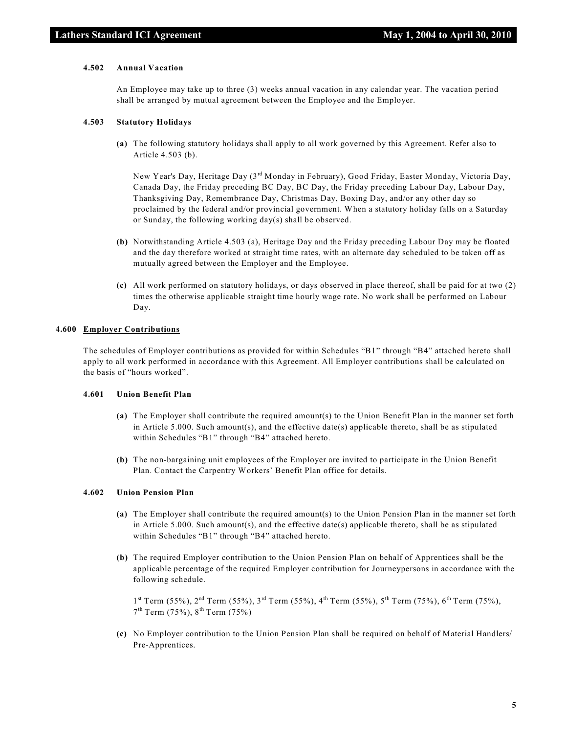#### 4.502 Annual Vacation

An Employee may take up to three (3) weeks annual vacation in any calendar year. The vacation period shall be arranged by mutual agreement between the Employee and the Employer.

#### 4.503 Statutory Holidays

**(a)** The following statutory holidays shall apply to all work governed by this Agreement. Refer also to Article 4.503 (b).

New Year's Day, Heritage Day (3rd Monday in February), Good Friday, Easter Monday, Victoria Day, Canada Day, the Friday preceding BC Day, BC Day, the Friday preceding Labour Day, Labour Day, Thanksgiving Day, Remembrance Day, Christmas Day, Boxing Day, and/or any other day so proclaimed by the federal and/or provincial government. When a statutory holiday falls on a Saturday or Sunday, the following working day(s) shall be observed.

**(b)** Notwithstanding Article 4.503 (a), Heritage Day and the Friday preceding Labour Day may be floated and the day therefore worked at straight time rates, with an alternate day scheduled to be taken off as mutually agreed between the Employer and the Employee.

**(c)** All work performed on statutory holidays, or days observed in place thereof, shall be paid for at two (2) times the otherwise applicable straight time hourly wage rate. No work shall be performed on Labour Day.

### 4.600 Employer Contributions

The schedules of Employer contributions as provided for within Schedules "B1" through "B4" attached hereto shall apply to all work performed in accordance with this Agreement. All Employer contributions shall be calculated on the basis of "hours worked".

#### 4.601 Union Benefit Plan

**(a)** The Employer shall contribute the required amount(s) to the Union Benefit Plan in the manner set forth in Article 5.000. Such amount(s), and the effective date(s) applicable thereto, shall be as stipulated within Schedules "B1" through "B4" attached hereto.

**(b)** The non-bargaining unit employees of the Employer are invited to participate in the Union Benefit Plan. Contact the Carpentry Workers' Benefit Plan office for details.

#### 4.602 Union Pension Plan

**(a)** The Employer shall contribute the required amount(s) to the Union Pension Plan in the manner set forth in Article 5.000. Such amount(s), and the effective date(s) applicable thereto, shall be as stipulated within Schedules "B1" through "B4" attached hereto.

**(b)** The required Employer contribution to the Union Pension Plan on behalf of Apprentices shall be the applicable percentage of the required Employer contribution for Journeypersons in accordance with the following schedule.

1st Term (55%), 2nd Term (55%), 3rd Term (55%), 4th Term (55%), 5th Term (75%), 6th Term (75%), 7th Term (75%), 8th Term (75%)

**(c)** No Employer contribution to the Union Pension Plan shall be required on behalf of Material Handlers/ Pre-Apprentices.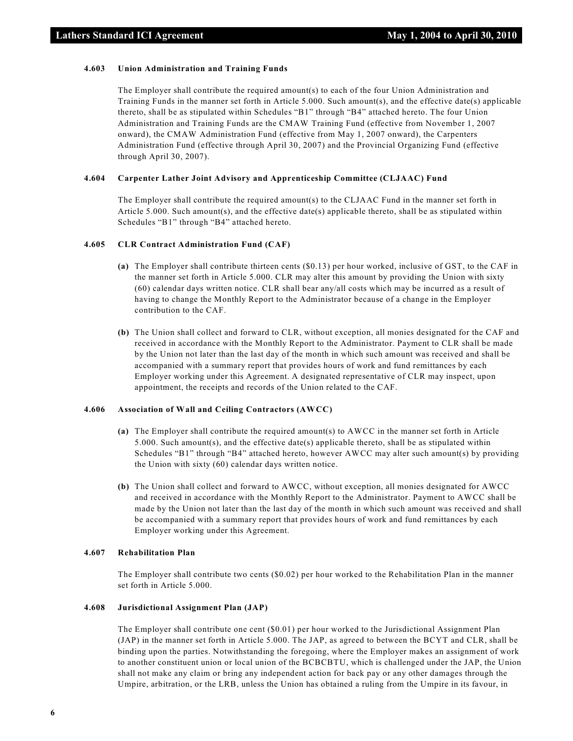#### 4.603 Union Administration and Training Funds

The Employer shall contribute the required amount(s) to each of the four Union Administration and Training Funds in the manner set forth in Article 5.000. Such amount(s), and the effective date(s) applicable thereto, shall be as stipulated within Schedules "B1" through "B4" attached hereto. The four Union Administration and Training Funds are the CMAW Training Fund (effective from November 1, 2007 onward), the CMAW Administration Fund (effective from May 1, 2007 onward), the Carpenters Administration Fund (effective through April 30, 2007) and the Provincial Organizing Fund (effective through April 30, 2007).

#### 4.604 Carpenter Lather Joint Advisory and Apprenticeship Committee (CLJAAC) Fund

The Employer shall contribute the required amount(s) to the CLJAAC Fund in the manner set forth in Article 5.000. Such amount(s), and the effective date(s) applicable thereto, shall be as stipulated within Schedules "B1" through "B4" attached hereto.

#### 4.605 CLR Contract Administration Fund (CAF)

**(a)** The Employer shall contribute thirteen cents ($0.13) per hour worked, inclusive of GST, to the CAF in the manner set forth in Article 5.000. CLR may alter this amount by providing the Union with sixty (60) calendar days written notice. CLR shall bear any/all costs which may be incurred as a result of having to change the Monthly Report to the Administrator because of a change in the Employer contribution to the CAF.

**(b)** The Union shall collect and forward to CLR, without exception, all monies designated for the CAF and received in accordance with the Monthly Report to the Administrator. Payment to CLR shall be made by the Union not later than the last day of the month in which such amount was received and shall be accompanied with a summary report that provides hours of work and fund remittances by each Employer working under this Agreement. A designated representative of CLR may inspect, upon appointment, the receipts and records of the Union related to the CAF.

#### 4.606 Association of Wall and Ceiling Contractors (AWCC)

**(a)** The Employer shall contribute the required amount(s) to AWCC in the manner set forth in Article 5.000. Such amount(s), and the effective date(s) applicable thereto, shall be as stipulated within Schedules "B1" through "B4" attached hereto, however AWCC may alter such amount(s) by providing the Union with sixty (60) calendar days written notice.

**(b)** The Union shall collect and forward to AWCC, without exception, all monies designated for AWCC and received in accordance with the Monthly Report to the Administrator. Payment to AWCC shall be made by the Union not later than the last day of the month in which such amount was received and shall be accompanied with a summary report that provides hours of work and fund remittances by each Employer working under this Agreement.

#### 4.607 Rehabilitation Plan

The Employer shall contribute two cents ($0.02) per hour worked to the Rehabilitation Plan in the manner set forth in Article 5.000.

#### 4.608 Jurisdictional Assignment Plan (JAP)

The Employer shall contribute one cent ($0.01) per hour worked to the Jurisdictional Assignment Plan (JAP) in the manner set forth in Article 5.000. The JAP, as agreed to between the BCYT and CLR, shall be binding upon the parties. Notwithstanding the foregoing, where the Employer makes an assignment of work to another constituent union or local union of the BCBCBTU, which is challenged under the JAP, the Union shall not make any claim or bring any independent action for back pay or any other damages through the Umpire, arbitration, or the LRB, unless the Union has obtained a ruling from the Umpire in its favour, in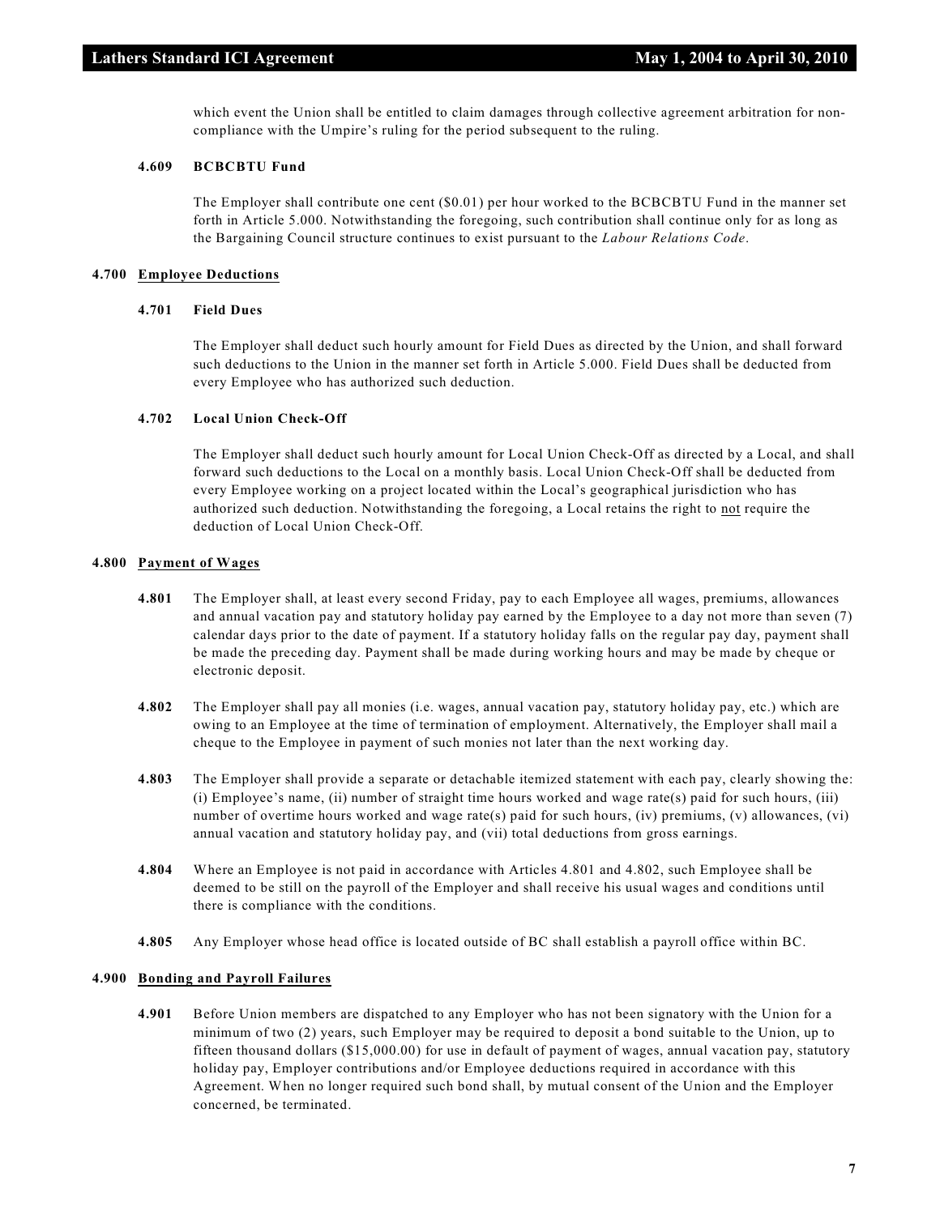which event the Union shall be entitled to claim damages through collective agreement arbitration for non-compliance with the Umpire's ruling for the period subsequent to the ruling.

#### 4.609 BCBCBTU Fund

The Employer shall contribute one cent ($0.01) per hour worked to the BCBCBTU Fund in the manner set forth in Article 5.000. Notwithstanding the foregoing, such contribution shall continue only for as long as the Bargaining Council structure continues to exist pursuant to the *Labour Relations Code*.

### 4.700 Employee Deductions

#### 4.701 Field Dues

The Employer shall deduct such hourly amount for Field Dues as directed by the Union, and shall forward such deductions to the Union in the manner set forth in Article 5.000. Field Dues shall be deducted from every Employee who has authorized such deduction.

#### 4.702 Local Union Check-Off

The Employer shall deduct such hourly amount for Local Union Check-Off as directed by a Local, and shall forward such deductions to the Local on a monthly basis. Local Union Check-Off shall be deducted from every Employee working on a project located within the Local's geographical jurisdiction who has authorized such deduction. Notwithstanding the foregoing, a Local retains the right to not require the deduction of Local Union Check-Off.

### 4.800 Payment of Wages

**4.801** The Employer shall, at least every second Friday, pay to each Employee all wages, premiums, allowances and annual vacation pay and statutory holiday pay earned by the Employee to a day not more than seven (7) calendar days prior to the date of payment. If a statutory holiday falls on the regular pay day, payment shall be made the preceding day. Payment shall be made during working hours and may be made by cheque or electronic deposit.

**4.802** The Employer shall pay all monies (i.e. wages, annual vacation pay, statutory holiday pay, etc.) which are owing to an Employee at the time of termination of employment. Alternatively, the Employer shall mail a cheque to the Employee in payment of such monies not later than the next working day.

**4.803** The Employer shall provide a separate or detachable itemized statement with each pay, clearly showing the: (i) Employee's name, (ii) number of straight time hours worked and wage rate(s) paid for such hours, (iii) number of overtime hours worked and wage rate(s) paid for such hours, (iv) premiums, (v) allowances, (vi) annual vacation and statutory holiday pay, and (vii) total deductions from gross earnings.

**4.804** Where an Employee is not paid in accordance with Articles 4.801 and 4.802, such Employee shall be deemed to be still on the payroll of the Employer and shall receive his usual wages and conditions until there is compliance with the conditions.

**4.805** Any Employer whose head office is located outside of BC shall establish a payroll office within BC.

### 4.900 Bonding and Payroll Failures

**4.901** Before Union members are dispatched to any Employer who has not been signatory with the Union for a minimum of two (2) years, such Employer may be required to deposit a bond suitable to the Union, up to fifteen thousand dollars ($15,000.00) for use in default of payment of wages, annual vacation pay, statutory holiday pay, Employer contributions and/or Employee deductions required in accordance with this Agreement. When no longer required such bond shall, by mutual consent of the Union and the Employer concerned, be terminated.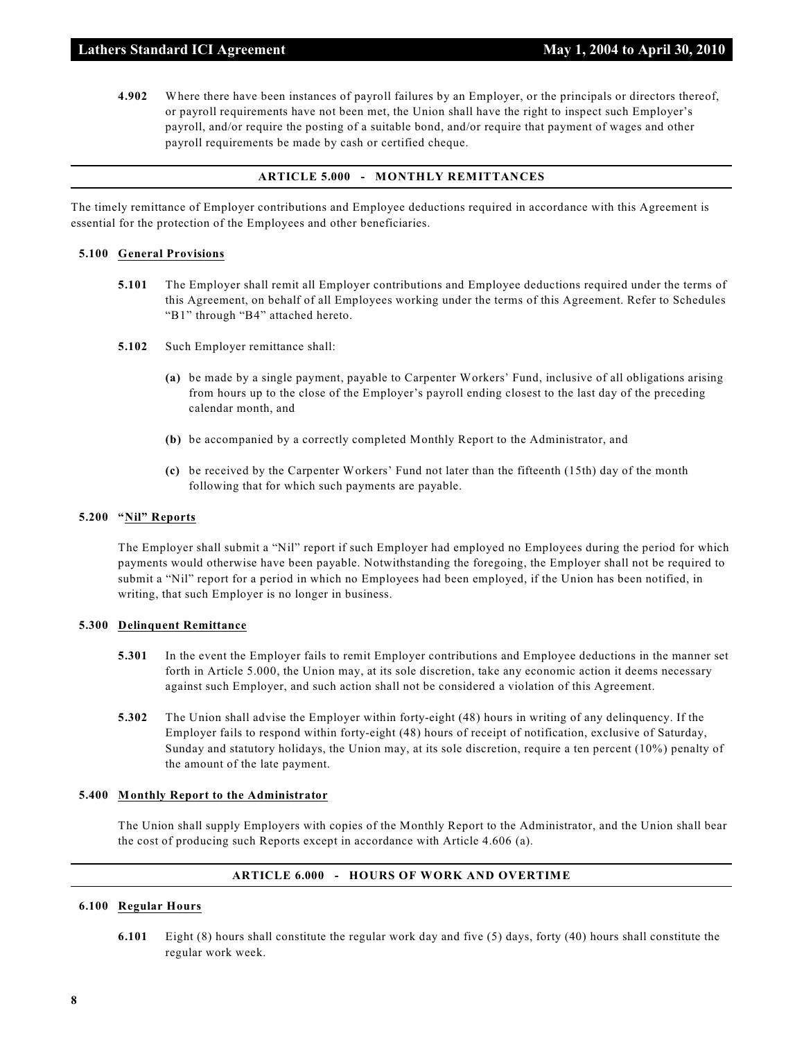**4.902** Where there have been instances of payroll failures by an Employer, or the principals or directors thereof, or payroll requirements have not been met, the Union shall have the right to inspect such Employer's payroll, and/or require the posting of a suitable bond, and/or require that payment of wages and other payroll requirements be made by cash or certified cheque.

## ARTICLE 5.000 - MONTHLY REMITTANCES

The timely remittance of Employer contributions and Employee deductions required in accordance with this Agreement is essential for the protection of the Employees and other beneficiaries.

### 5.100 General Provisions

**5.101** The Employer shall remit all Employer contributions and Employee deductions required under the terms of this Agreement, on behalf of all Employees working under the terms of this Agreement. Refer to Schedules "B1" through "B4" attached hereto.

**5.102** Such Employer remittance shall:

**(a)** be made by a single payment, payable to Carpenter Workers' Fund, inclusive of all obligations arising from hours up to the close of the Employer's payroll ending closest to the last day of the preceding calendar month, and

**(b)** be accompanied by a correctly completed Monthly Report to the Administrator, and

**(c)** be received by the Carpenter Workers' Fund not later than the fifteenth (15th) day of the month following that for which such payments are payable.

### 5.200 "Nil" Reports

The Employer shall submit a "Nil" report if such Employer had employed no Employees during the period for which payments would otherwise have been payable. Notwithstanding the foregoing, the Employer shall not be required to submit a "Nil" report for a period in which no Employees had been employed, if the Union has been notified, in writing, that such Employer is no longer in business.

### 5.300 Delinquent Remittance

**5.301** In the event the Employer fails to remit Employer contributions and Employee deductions in the manner set forth in Article 5.000, the Union may, at its sole discretion, take any economic action it deems necessary against such Employer, and such action shall not be considered a violation of this Agreement.

**5.302** The Union shall advise the Employer within forty-eight (48) hours in writing of any delinquency. If the Employer fails to respond within forty-eight (48) hours of receipt of notification, exclusive of Saturday, Sunday and statutory holidays, the Union may, at its sole discretion, require a ten percent (10%) penalty of the amount of the late payment.

### 5.400 Monthly Report to the Administrator

The Union shall supply Employers with copies of the Monthly Report to the Administrator, and the Union shall bear the cost of producing such Reports except in accordance with Article 4.606 (a).

## ARTICLE 6.000 - HOURS OF WORK AND OVERTIME

### 6.100 Regular Hours

**6.101** Eight (8) hours shall constitute the regular work day and five (5) days, forty (40) hours shall constitute the regular work week.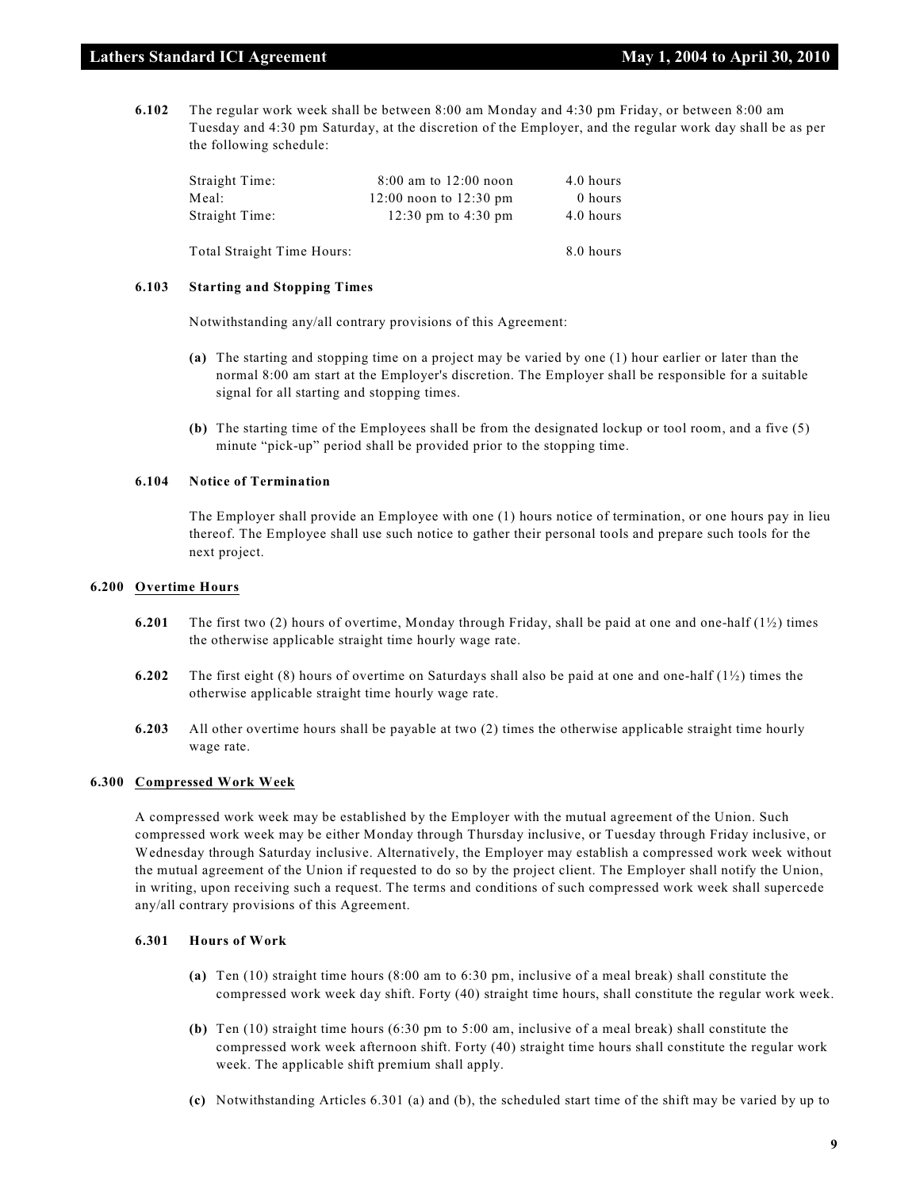**6.102** The regular work week shall be between 8:00 am Monday and 4:30 pm Friday, or between 8:00 am Tuesday and 4:30 pm Saturday, at the discretion of the Employer, and the regular work day shall be as per the following schedule:

| | | |
|---|---|---|
| Straight Time: | 8:00 am to 12:00 noon | 4.0 hours |
| Meal: | 12:00 noon to 12:30 pm | 0 hours |
| Straight Time: | 12:30 pm to 4:30 pm | 4.0 hours |
| Total Straight Time Hours: | | 8.0 hours |

**6.103 Starting and Stopping Times**

Notwithstanding any/all contrary provisions of this Agreement:

**(a)** The starting and stopping time on a project may be varied by one (1) hour earlier or later than the normal 8:00 am start at the Employer's discretion. The Employer shall be responsible for a suitable signal for all starting and stopping times.

**(b)** The starting time of the Employees shall be from the designated lockup or tool room, and a five (5) minute "pick-up" period shall be provided prior to the stopping time.

**6.104 Notice of Termination**

The Employer shall provide an Employee with one (1) hours notice of termination, or one hours pay in lieu thereof. The Employee shall use such notice to gather their personal tools and prepare such tools for the next project.

**6.200 Overtime Hours**

**6.201** The first two (2) hours of overtime, Monday through Friday, shall be paid at one and one-half (1½) times the otherwise applicable straight time hourly wage rate.

**6.202** The first eight (8) hours of overtime on Saturdays shall also be paid at one and one-half (1½) times the otherwise applicable straight time hourly wage rate.

**6.203** All other overtime hours shall be payable at two (2) times the otherwise applicable straight time hourly wage rate.

**6.300 Compressed Work Week**

A compressed work week may be established by the Employer with the mutual agreement of the Union. Such compressed work week may be either Monday through Thursday inclusive, or Tuesday through Friday inclusive, or Wednesday through Saturday inclusive. Alternatively, the Employer may establish a compressed work week without the mutual agreement of the Union if requested to do so by the project client. The Employer shall notify the Union, in writing, upon receiving such a request. The terms and conditions of such compressed work week shall supercede any/all contrary provisions of this Agreement.

**6.301 Hours of Work**

**(a)** Ten (10) straight time hours (8:00 am to 6:30 pm, inclusive of a meal break) shall constitute the compressed work week day shift. Forty (40) straight time hours, shall constitute the regular work week.

**(b)** Ten (10) straight time hours (6:30 pm to 5:00 am, inclusive of a meal break) shall constitute the compressed work week afternoon shift. Forty (40) straight time hours shall constitute the regular work week. The applicable shift premium shall apply.

**(c)** Notwithstanding Articles 6.301 (a) and (b), the scheduled start time of the shift may be varied by up to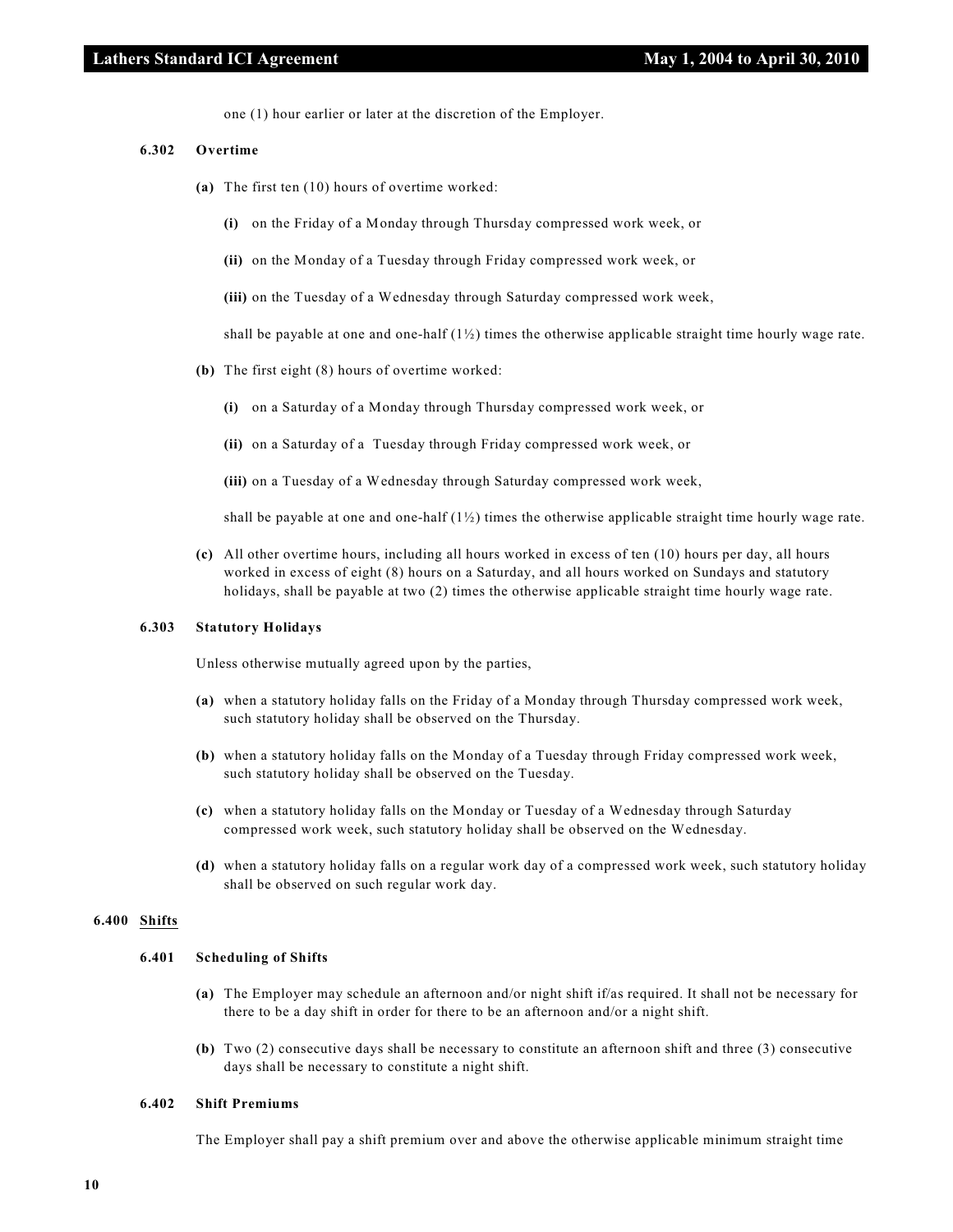one (1) hour earlier or later at the discretion of the Employer.

### 6.302 Overtime

**(a)** The first ten (10) hours of overtime worked:

**(i)** on the Friday of a Monday through Thursday compressed work week, or

**(ii)** on the Monday of a Tuesday through Friday compressed work week, or

**(iii)** on the Tuesday of a Wednesday through Saturday compressed work week,

shall be payable at one and one-half (1½) times the otherwise applicable straight time hourly wage rate.

**(b)** The first eight (8) hours of overtime worked:

**(i)** on a Saturday of a Monday through Thursday compressed work week, or

**(ii)** on a Saturday of a Tuesday through Friday compressed work week, or

**(iii)** on a Tuesday of a Wednesday through Saturday compressed work week,

shall be payable at one and one-half (1½) times the otherwise applicable straight time hourly wage rate.

**(c)** All other overtime hours, including all hours worked in excess of ten (10) hours per day, all hours worked in excess of eight (8) hours on a Saturday, and all hours worked on Sundays and statutory holidays, shall be payable at two (2) times the otherwise applicable straight time hourly wage rate.

### 6.303 Statutory Holidays

Unless otherwise mutually agreed upon by the parties,

**(a)** when a statutory holiday falls on the Friday of a Monday through Thursday compressed work week, such statutory holiday shall be observed on the Thursday.

**(b)** when a statutory holiday falls on the Monday of a Tuesday through Friday compressed work week, such statutory holiday shall be observed on the Tuesday.

**(c)** when a statutory holiday falls on the Monday or Tuesday of a Wednesday through Saturday compressed work week, such statutory holiday shall be observed on the Wednesday.

**(d)** when a statutory holiday falls on a regular work day of a compressed work week, such statutory holiday shall be observed on such regular work day.

## 6.400 Shifts

### 6.401 Scheduling of Shifts

**(a)** The Employer may schedule an afternoon and/or night shift if/as required. It shall not be necessary for there to be a day shift in order for there to be an afternoon and/or a night shift.

**(b)** Two (2) consecutive days shall be necessary to constitute an afternoon shift and three (3) consecutive days shall be necessary to constitute a night shift.

### 6.402 Shift Premiums

The Employer shall pay a shift premium over and above the otherwise applicable minimum straight time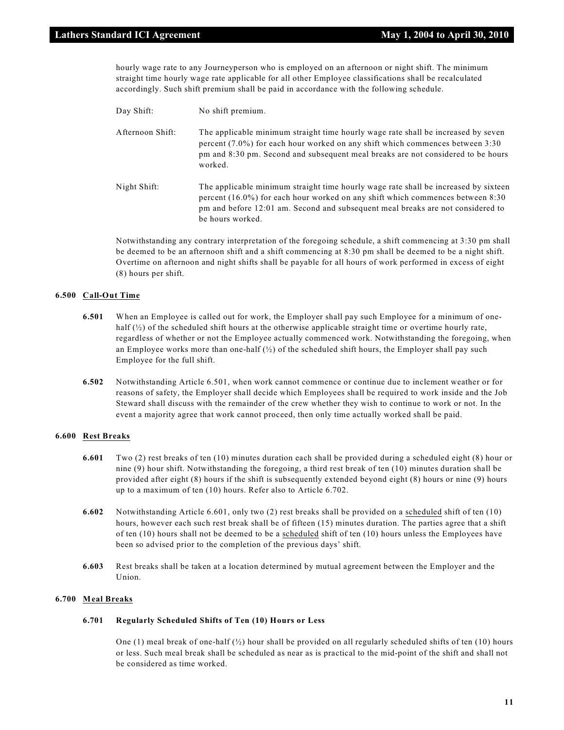hourly wage rate to any Journeyperson who is employed on an afternoon or night shift. The minimum straight time hourly wage rate applicable for all other Employee classifications shall be recalculated accordingly. Such shift premium shall be paid in accordance with the following schedule.

Day Shift: No shift premium.

Afternoon Shift: The applicable minimum straight time hourly wage rate shall be increased by seven percent (7.0%) for each hour worked on any shift which commences between 3:30 pm and 8:30 pm. Second and subsequent meal breaks are not considered to be hours worked.

Night Shift: The applicable minimum straight time hourly wage rate shall be increased by sixteen percent (16.0%) for each hour worked on any shift which commences between 8:30 pm and before 12:01 am. Second and subsequent meal breaks are not considered to be hours worked.

Notwithstanding any contrary interpretation of the foregoing schedule, a shift commencing at 3:30 pm shall be deemed to be an afternoon shift and a shift commencing at 8:30 pm shall be deemed to be a night shift. Overtime on afternoon and night shifts shall be payable for all hours of work performed in excess of eight (8) hours per shift.

### 6.500 Call-Out Time

**6.501** When an Employee is called out for work, the Employer shall pay such Employee for a minimum of one-half (½) of the scheduled shift hours at the otherwise applicable straight time or overtime hourly rate, regardless of whether or not the Employee actually commenced work. Notwithstanding the foregoing, when an Employee works more than one-half (½) of the scheduled shift hours, the Employer shall pay such Employee for the full shift.

**6.502** Notwithstanding Article 6.501, when work cannot commence or continue due to inclement weather or for reasons of safety, the Employer shall decide which Employees shall be required to work inside and the Job Steward shall discuss with the remainder of the crew whether they wish to continue to work or not. In the event a majority agree that work cannot proceed, then only time actually worked shall be paid.

### 6.600 Rest Breaks

**6.601** Two (2) rest breaks of ten (10) minutes duration each shall be provided during a scheduled eight (8) hour or nine (9) hour shift. Notwithstanding the foregoing, a third rest break of ten (10) minutes duration shall be provided after eight (8) hours if the shift is subsequently extended beyond eight (8) hours or nine (9) hours up to a maximum of ten (10) hours. Refer also to Article 6.702.

**6.602** Notwithstanding Article 6.601, only two (2) rest breaks shall be provided on a scheduled shift of ten (10) hours, however each such rest break shall be of fifteen (15) minutes duration. The parties agree that a shift of ten (10) hours shall not be deemed to be a scheduled shift of ten (10) hours unless the Employees have been so advised prior to the completion of the previous days' shift.

**6.603** Rest breaks shall be taken at a location determined by mutual agreement between the Employer and the Union.

### 6.700 Meal Breaks

#### 6.701 Regularly Scheduled Shifts of Ten (10) Hours or Less

One (1) meal break of one-half (½) hour shall be provided on all regularly scheduled shifts of ten (10) hours or less. Such meal break shall be scheduled as near as is practical to the mid-point of the shift and shall not be considered as time worked.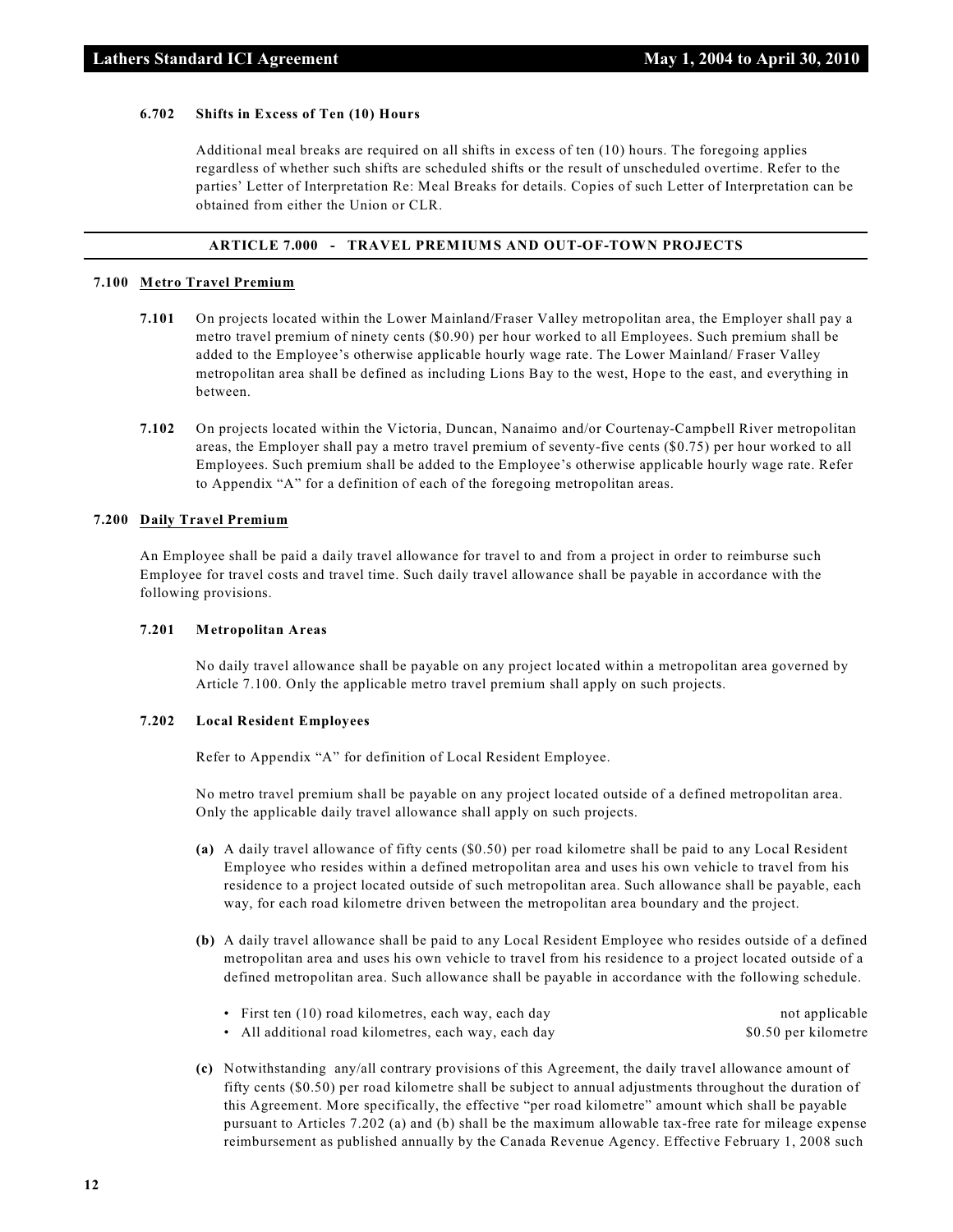#### 6.702 Shifts in Excess of Ten (10) Hours

Additional meal breaks are required on all shifts in excess of ten (10) hours. The foregoing applies regardless of whether such shifts are scheduled shifts or the result of unscheduled overtime. Refer to the parties' Letter of Interpretation Re: Meal Breaks for details. Copies of such Letter of Interpretation can be obtained from either the Union or CLR.

## ARTICLE 7.000 - TRAVEL PREMIUMS AND OUT-OF-TOWN PROJECTS

### 7.100 Metro Travel Premium

**7.101** On projects located within the Lower Mainland/Fraser Valley metropolitan area, the Employer shall pay a metro travel premium of ninety cents ($0.90) per hour worked to all Employees. Such premium shall be added to the Employee's otherwise applicable hourly wage rate. The Lower Mainland/ Fraser Valley metropolitan area shall be defined as including Lions Bay to the west, Hope to the east, and everything in between.

**7.102** On projects located within the Victoria, Duncan, Nanaimo and/or Courtenay-Campbell River metropolitan areas, the Employer shall pay a metro travel premium of seventy-five cents ($0.75) per hour worked to all Employees. Such premium shall be added to the Employee's otherwise applicable hourly wage rate. Refer to Appendix "A" for a definition of each of the foregoing metropolitan areas.

### 7.200 Daily Travel Premium

An Employee shall be paid a daily travel allowance for travel to and from a project in order to reimburse such Employee for travel costs and travel time. Such daily travel allowance shall be payable in accordance with the following provisions.

#### 7.201 Metropolitan Areas

No daily travel allowance shall be payable on any project located within a metropolitan area governed by Article 7.100. Only the applicable metro travel premium shall apply on such projects.

#### 7.202 Local Resident Employees

Refer to Appendix "A" for definition of Local Resident Employee.

No metro travel premium shall be payable on any project located outside of a defined metropolitan area. Only the applicable daily travel allowance shall apply on such projects.

**(a)** A daily travel allowance of fifty cents ($0.50) per road kilometre shall be paid to any Local Resident Employee who resides within a defined metropolitan area and uses his own vehicle to travel from his residence to a project located outside of such metropolitan area. Such allowance shall be payable, each way, for each road kilometre driven between the metropolitan area boundary and the project.

**(b)** A daily travel allowance shall be paid to any Local Resident Employee who resides outside of a defined metropolitan area and uses his own vehicle to travel from his residence to a project located outside of a defined metropolitan area. Such allowance shall be payable in accordance with the following schedule.

- First ten (10) road kilometres, each way, each day — not applicable
- All additional road kilometres, each way, each day — $0.50 per kilometre

**(c)** Notwithstanding any/all contrary provisions of this Agreement, the daily travel allowance amount of fifty cents ($0.50) per road kilometre shall be subject to annual adjustments throughout the duration of this Agreement. More specifically, the effective "per road kilometre" amount which shall be payable pursuant to Articles 7.202 (a) and (b) shall be the maximum allowable tax-free rate for mileage expense reimbursement as published annually by the Canada Revenue Agency. Effective February 1, 2008 such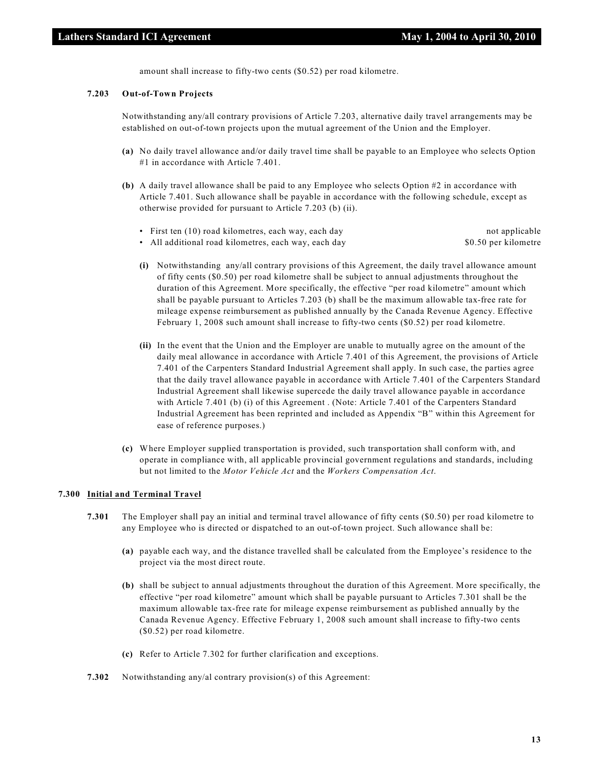amount shall increase to fifty-two cents ($0.52) per road kilometre.

**7.203 Out-of-Town Projects**

Notwithstanding any/all contrary provisions of Article 7.203, alternative daily travel arrangements may be established on out-of-town projects upon the mutual agreement of the Union and the Employer.

**(a)** No daily travel allowance and/or daily travel time shall be payable to an Employee who selects Option #1 in accordance with Article 7.401.

**(b)** A daily travel allowance shall be paid to any Employee who selects Option #2 in accordance with Article 7.401. Such allowance shall be payable in accordance with the following schedule, except as otherwise provided for pursuant to Article 7.203 (b) (ii).

| | |
|---|---|
| • First ten (10) road kilometres, each way, each day | not applicable |
| • All additional road kilometres, each way, each day | $0.50 per kilometre |

**(i)** Notwithstanding any/all contrary provisions of this Agreement, the daily travel allowance amount of fifty cents ($0.50) per road kilometre shall be subject to annual adjustments throughout the duration of this Agreement. More specifically, the effective "per road kilometre" amount which shall be payable pursuant to Articles 7.203 (b) shall be the maximum allowable tax-free rate for mileage expense reimbursement as published annually by the Canada Revenue Agency. Effective February 1, 2008 such amount shall increase to fifty-two cents ($0.52) per road kilometre.

**(ii)** In the event that the Union and the Employer are unable to mutually agree on the amount of the daily meal allowance in accordance with Article 7.401 of this Agreement, the provisions of Article 7.401 of the Carpenters Standard Industrial Agreement shall apply. In such case, the parties agree that the daily travel allowance payable in accordance with Article 7.401 of the Carpenters Standard Industrial Agreement shall likewise supercede the daily travel allowance payable in accordance with Article 7.401 (b) (i) of this Agreement . (Note: Article 7.401 of the Carpenters Standard Industrial Agreement has been reprinted and included as Appendix "B" within this Agreement for ease of reference purposes.)

**(c)** Where Employer supplied transportation is provided, such transportation shall conform with, and operate in compliance with, all applicable provincial government regulations and standards, including but not limited to the *Motor Vehicle Act* and the *Workers Compensation Act*.

## 7.300 Initial and Terminal Travel

**7.301** The Employer shall pay an initial and terminal travel allowance of fifty cents ($0.50) per road kilometre to any Employee who is directed or dispatched to an out-of-town project. Such allowance shall be:

**(a)** payable each way, and the distance travelled shall be calculated from the Employee's residence to the project via the most direct route.

**(b)** shall be subject to annual adjustments throughout the duration of this Agreement. More specifically, the effective "per road kilometre" amount which shall be payable pursuant to Articles 7.301 shall be the maximum allowable tax-free rate for mileage expense reimbursement as published annually by the Canada Revenue Agency. Effective February 1, 2008 such amount shall increase to fifty-two cents ($0.52) per road kilometre.

**(c)** Refer to Article 7.302 for further clarification and exceptions.

**7.302** Notwithstanding any/al contrary provision(s) of this Agreement: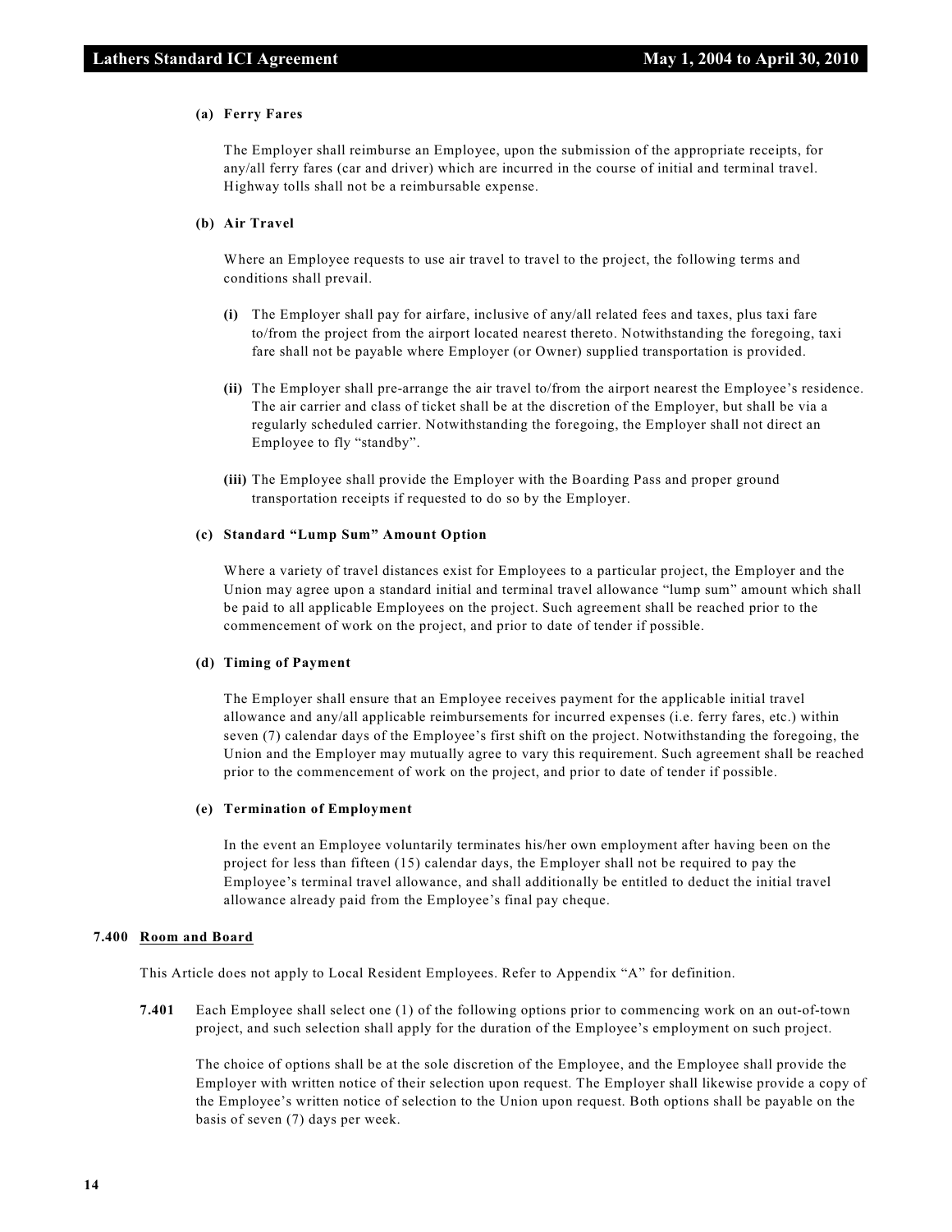**(a) Ferry Fares**

The Employer shall reimburse an Employee, upon the submission of the appropriate receipts, for any/all ferry fares (car and driver) which are incurred in the course of initial and terminal travel. Highway tolls shall not be a reimbursable expense.

**(b) Air Travel**

Where an Employee requests to use air travel to travel to the project, the following terms and conditions shall prevail.

**(i)** The Employer shall pay for airfare, inclusive of any/all related fees and taxes, plus taxi fare to/from the project from the airport located nearest thereto. Notwithstanding the foregoing, taxi fare shall not be payable where Employer (or Owner) supplied transportation is provided.

**(ii)** The Employer shall pre-arrange the air travel to/from the airport nearest the Employee's residence. The air carrier and class of ticket shall be at the discretion of the Employer, but shall be via a regularly scheduled carrier. Notwithstanding the foregoing, the Employer shall not direct an Employee to fly "standby".

**(iii)** The Employee shall provide the Employer with the Boarding Pass and proper ground transportation receipts if requested to do so by the Employer.

**(c) Standard "Lump Sum" Amount Option**

Where a variety of travel distances exist for Employees to a particular project, the Employer and the Union may agree upon a standard initial and terminal travel allowance "lump sum" amount which shall be paid to all applicable Employees on the project. Such agreement shall be reached prior to the commencement of work on the project, and prior to date of tender if possible.

**(d) Timing of Payment**

The Employer shall ensure that an Employee receives payment for the applicable initial travel allowance and any/all applicable reimbursements for incurred expenses (i.e. ferry fares, etc.) within seven (7) calendar days of the Employee's first shift on the project. Notwithstanding the foregoing, the Union and the Employer may mutually agree to vary this requirement. Such agreement shall be reached prior to the commencement of work on the project, and prior to date of tender if possible.

**(e) Termination of Employment**

In the event an Employee voluntarily terminates his/her own employment after having been on the project for less than fifteen (15) calendar days, the Employer shall not be required to pay the Employee's terminal travel allowance, and shall additionally be entitled to deduct the initial travel allowance already paid from the Employee's final pay cheque.

**7.400 Room and Board**

This Article does not apply to Local Resident Employees. Refer to Appendix "A" for definition.

**7.401** Each Employee shall select one (1) of the following options prior to commencing work on an out-of-town project, and such selection shall apply for the duration of the Employee's employment on such project.

The choice of options shall be at the sole discretion of the Employee, and the Employee shall provide the Employer with written notice of their selection upon request. The Employer shall likewise provide a copy of the Employee's written notice of selection to the Union upon request. Both options shall be payable on the basis of seven (7) days per week.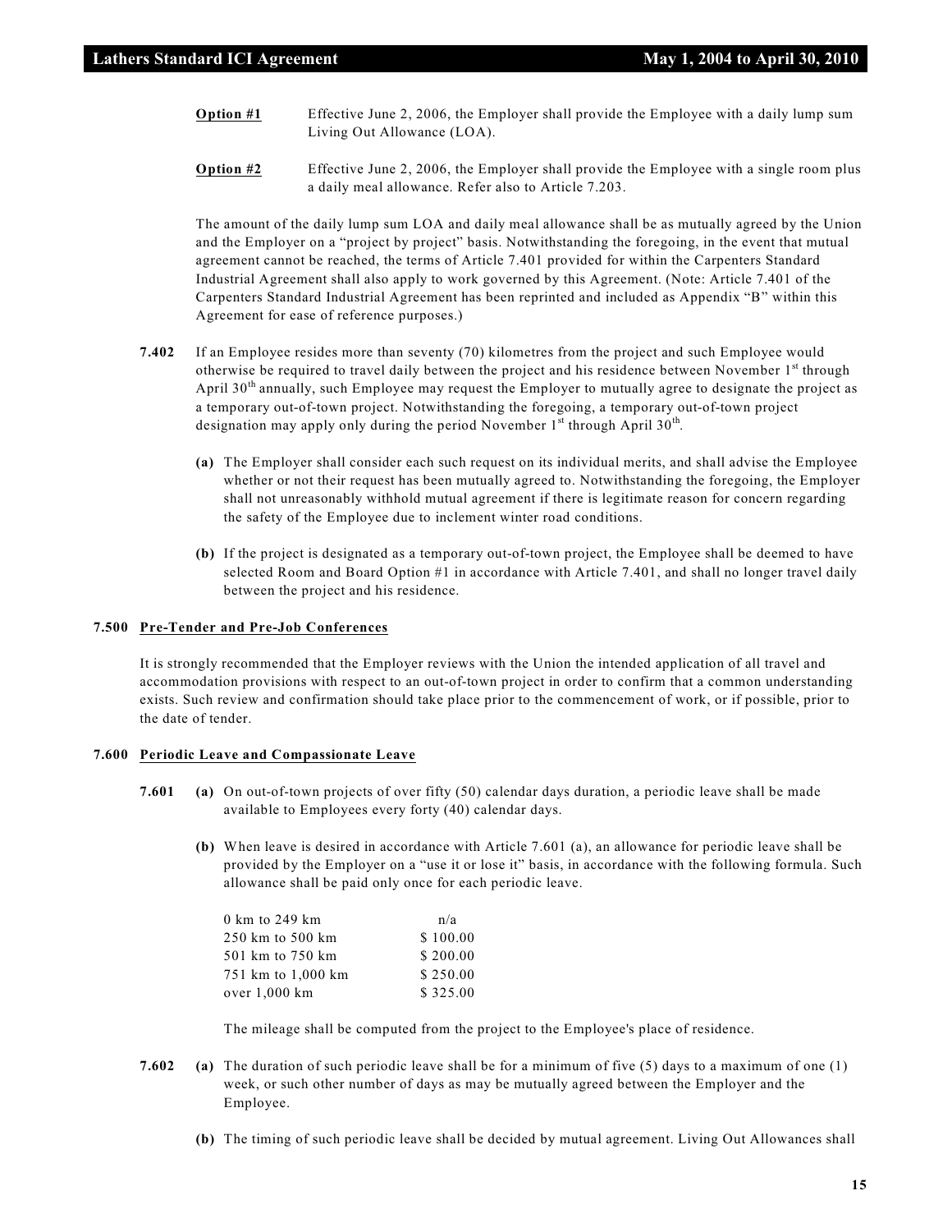**Option #1** Effective June 2, 2006, the Employer shall provide the Employee with a daily lump sum Living Out Allowance (LOA).

**Option #2** Effective June 2, 2006, the Employer shall provide the Employee with a single room plus a daily meal allowance. Refer also to Article 7.203.

The amount of the daily lump sum LOA and daily meal allowance shall be as mutually agreed by the Union and the Employer on a "project by project" basis. Notwithstanding the foregoing, in the event that mutual agreement cannot be reached, the terms of Article 7.401 provided for within the Carpenters Standard Industrial Agreement shall also apply to work governed by this Agreement. (Note: Article 7.401 of the Carpenters Standard Industrial Agreement has been reprinted and included as Appendix "B" within this Agreement for ease of reference purposes.)

**7.402** If an Employee resides more than seventy (70) kilometres from the project and such Employee would otherwise be required to travel daily between the project and his residence between November 1st through April 30th annually, such Employee may request the Employer to mutually agree to designate the project as a temporary out-of-town project. Notwithstanding the foregoing, a temporary out-of-town project designation may apply only during the period November 1st through April 30th.

**(a)** The Employer shall consider each such request on its individual merits, and shall advise the Employee whether or not their request has been mutually agreed to. Notwithstanding the foregoing, the Employer shall not unreasonably withhold mutual agreement if there is legitimate reason for concern regarding the safety of the Employee due to inclement winter road conditions.

**(b)** If the project is designated as a temporary out-of-town project, the Employee shall be deemed to have selected Room and Board Option #1 in accordance with Article 7.401, and shall no longer travel daily between the project and his residence.

### 7.500 Pre-Tender and Pre-Job Conferences

It is strongly recommended that the Employer reviews with the Union the intended application of all travel and accommodation provisions with respect to an out-of-town project in order to confirm that a common understanding exists. Such review and confirmation should take place prior to the commencement of work, or if possible, prior to the date of tender.

### 7.600 Periodic Leave and Compassionate Leave

**7.601** **(a)** On out-of-town projects of over fifty (50) calendar days duration, a periodic leave shall be made available to Employees every forty (40) calendar days.

**(b)** When leave is desired in accordance with Article 7.601 (a), an allowance for periodic leave shall be provided by the Employer on a "use it or lose it" basis, in accordance with the following formula. Such allowance shall be paid only once for each periodic leave.

| | |
|---|---|
| 0 km to 249 km | n/a |
| 250 km to 500 km | $ 100.00 |
| 501 km to 750 km | $ 200.00 |
| 751 km to 1,000 km | $ 250.00 |
| over 1,000 km | $ 325.00 |

The mileage shall be computed from the project to the Employee's place of residence.

**7.602** **(a)** The duration of such periodic leave shall be for a minimum of five (5) days to a maximum of one (1) week, or such other number of days as may be mutually agreed between the Employer and the Employee.

**(b)** The timing of such periodic leave shall be decided by mutual agreement. Living Out Allowances shall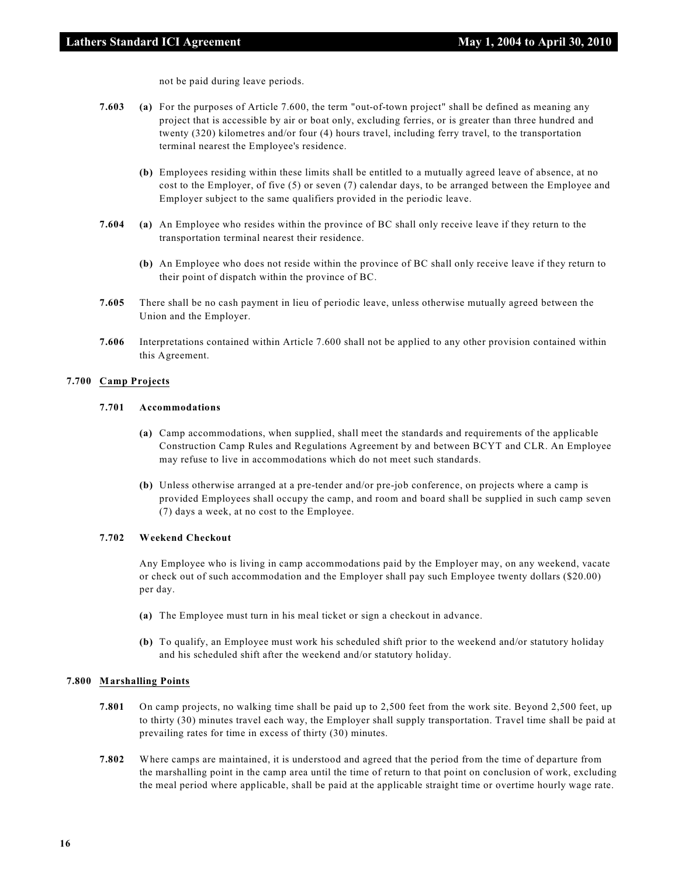not be paid during leave periods.

**7.603** **(a)** For the purposes of Article 7.600, the term "out-of-town project" shall be defined as meaning any project that is accessible by air or boat only, excluding ferries, or is greater than three hundred and twenty (320) kilometres and/or four (4) hours travel, including ferry travel, to the transportation terminal nearest the Employee's residence.

**(b)** Employees residing within these limits shall be entitled to a mutually agreed leave of absence, at no cost to the Employer, of five (5) or seven (7) calendar days, to be arranged between the Employee and Employer subject to the same qualifiers provided in the periodic leave.

**7.604** **(a)** An Employee who resides within the province of BC shall only receive leave if they return to the transportation terminal nearest their residence.

**(b)** An Employee who does not reside within the province of BC shall only receive leave if they return to their point of dispatch within the province of BC.

**7.605** There shall be no cash payment in lieu of periodic leave, unless otherwise mutually agreed between the Union and the Employer.

**7.606** Interpretations contained within Article 7.600 shall not be applied to any other provision contained within this Agreement.

## 7.700 Camp Projects

### 7.701 Accommodations

**(a)** Camp accommodations, when supplied, shall meet the standards and requirements of the applicable Construction Camp Rules and Regulations Agreement by and between BCYT and CLR. An Employee may refuse to live in accommodations which do not meet such standards.

**(b)** Unless otherwise arranged at a pre-tender and/or pre-job conference, on projects where a camp is provided Employees shall occupy the camp, and room and board shall be supplied in such camp seven (7) days a week, at no cost to the Employee.

### 7.702 Weekend Checkout

Any Employee who is living in camp accommodations paid by the Employer may, on any weekend, vacate or check out of such accommodation and the Employer shall pay such Employee twenty dollars ($20.00) per day.

**(a)** The Employee must turn in his meal ticket or sign a checkout in advance.

**(b)** To qualify, an Employee must work his scheduled shift prior to the weekend and/or statutory holiday and his scheduled shift after the weekend and/or statutory holiday.

## 7.800 Marshalling Points

**7.801** On camp projects, no walking time shall be paid up to 2,500 feet from the work site. Beyond 2,500 feet, up to thirty (30) minutes travel each way, the Employer shall supply transportation. Travel time shall be paid at prevailing rates for time in excess of thirty (30) minutes.

**7.802** Where camps are maintained, it is understood and agreed that the period from the time of departure from the marshalling point in the camp area until the time of return to that point on conclusion of work, excluding the meal period where applicable, shall be paid at the applicable straight time or overtime hourly wage rate.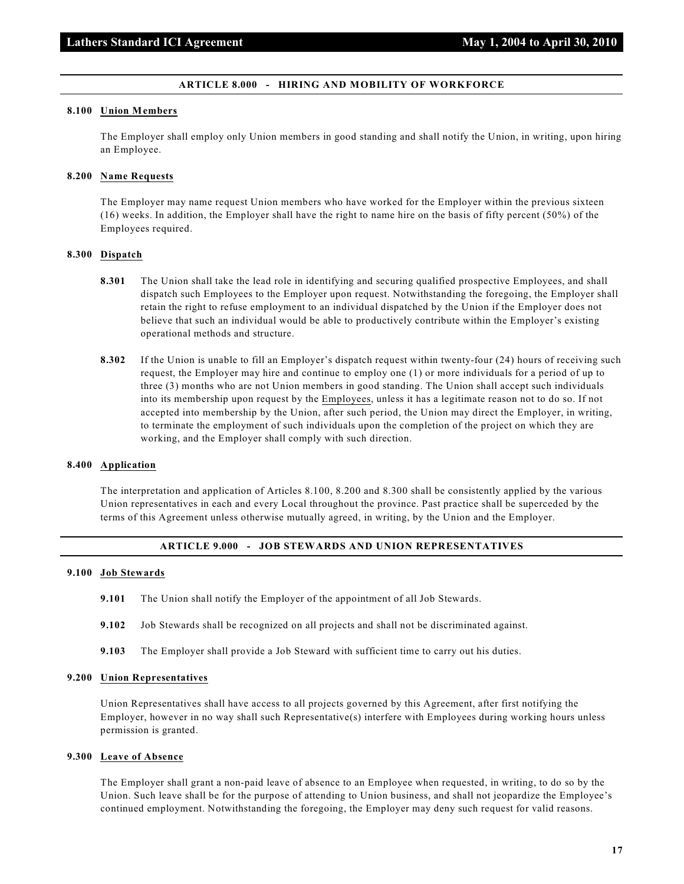## ARTICLE 8.000 - HIRING AND MOBILITY OF WORKFORCE

**8.100 Union Members**

The Employer shall employ only Union members in good standing and shall notify the Union, in writing, upon hiring an Employee.

**8.200 Name Requests**

The Employer may name request Union members who have worked for the Employer within the previous sixteen (16) weeks. In addition, the Employer shall have the right to name hire on the basis of fifty percent (50%) of the Employees required.

**8.300 Dispatch**

**8.301** The Union shall take the lead role in identifying and securing qualified prospective Employees, and shall dispatch such Employees to the Employer upon request. Notwithstanding the foregoing, the Employer shall retain the right to refuse employment to an individual dispatched by the Union if the Employer does not believe that such an individual would be able to productively contribute within the Employer's existing operational methods and structure.

**8.302** If the Union is unable to fill an Employer's dispatch request within twenty-four (24) hours of receiving such request, the Employer may hire and continue to employ one (1) or more individuals for a period of up to three (3) months who are not Union members in good standing. The Union shall accept such individuals into its membership upon request by the Employees, unless it has a legitimate reason not to do so. If not accepted into membership by the Union, after such period, the Union may direct the Employer, in writing, to terminate the employment of such individuals upon the completion of the project on which they are working, and the Employer shall comply with such direction.

**8.400 Application**

The interpretation and application of Articles 8.100, 8.200 and 8.300 shall be consistently applied by the various Union representatives in each and every Local throughout the province. Past practice shall be superceded by the terms of this Agreement unless otherwise mutually agreed, in writing, by the Union and the Employer.

## ARTICLE 9.000 - JOB STEWARDS AND UNION REPRESENTATIVES

**9.100 Job Stewards**

**9.101** The Union shall notify the Employer of the appointment of all Job Stewards.

**9.102** Job Stewards shall be recognized on all projects and shall not be discriminated against.

**9.103** The Employer shall provide a Job Steward with sufficient time to carry out his duties.

**9.200 Union Representatives**

Union Representatives shall have access to all projects governed by this Agreement, after first notifying the Employer, however in no way shall such Representative(s) interfere with Employees during working hours unless permission is granted.

**9.300 Leave of Absence**

The Employer shall grant a non-paid leave of absence to an Employee when requested, in writing, to do so by the Union. Such leave shall be for the purpose of attending to Union business, and shall not jeopardize the Employee's continued employment. Notwithstanding the foregoing, the Employer may deny such request for valid reasons.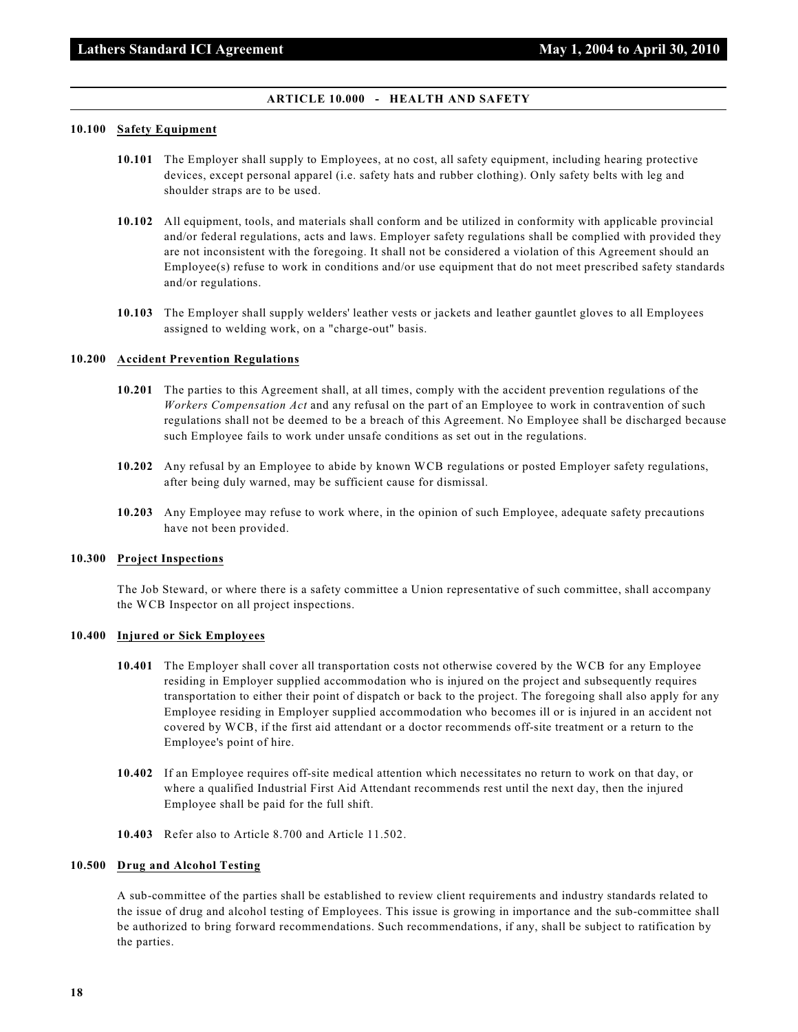## ARTICLE 10.000 - HEALTH AND SAFETY

### 10.100 Safety Equipment

**10.101** The Employer shall supply to Employees, at no cost, all safety equipment, including hearing protective devices, except personal apparel (i.e. safety hats and rubber clothing). Only safety belts with leg and shoulder straps are to be used.

**10.102** All equipment, tools, and materials shall conform and be utilized in conformity with applicable provincial and/or federal regulations, acts and laws. Employer safety regulations shall be complied with provided they are not inconsistent with the foregoing. It shall not be considered a violation of this Agreement should an Employee(s) refuse to work in conditions and/or use equipment that do not meet prescribed safety standards and/or regulations.

**10.103** The Employer shall supply welders' leather vests or jackets and leather gauntlet gloves to all Employees assigned to welding work, on a "charge-out" basis.

### 10.200 Accident Prevention Regulations

**10.201** The parties to this Agreement shall, at all times, comply with the accident prevention regulations of the *Workers Compensation Act* and any refusal on the part of an Employee to work in contravention of such regulations shall not be deemed to be a breach of this Agreement. No Employee shall be discharged because such Employee fails to work under unsafe conditions as set out in the regulations.

**10.202** Any refusal by an Employee to abide by known WCB regulations or posted Employer safety regulations, after being duly warned, may be sufficient cause for dismissal.

**10.203** Any Employee may refuse to work where, in the opinion of such Employee, adequate safety precautions have not been provided.

### 10.300 Project Inspections

The Job Steward, or where there is a safety committee a Union representative of such committee, shall accompany the WCB Inspector on all project inspections.

### 10.400 Injured or Sick Employees

**10.401** The Employer shall cover all transportation costs not otherwise covered by the WCB for any Employee residing in Employer supplied accommodation who is injured on the project and subsequently requires transportation to either their point of dispatch or back to the project. The foregoing shall also apply for any Employee residing in Employer supplied accommodation who becomes ill or is injured in an accident not covered by WCB, if the first aid attendant or a doctor recommends off-site treatment or a return to the Employee's point of hire.

**10.402** If an Employee requires off-site medical attention which necessitates no return to work on that day, or where a qualified Industrial First Aid Attendant recommends rest until the next day, then the injured Employee shall be paid for the full shift.

**10.403** Refer also to Article 8.700 and Article 11.502.

### 10.500 Drug and Alcohol Testing

A sub-committee of the parties shall be established to review client requirements and industry standards related to the issue of drug and alcohol testing of Employees. This issue is growing in importance and the sub-committee shall be authorized to bring forward recommendations. Such recommendations, if any, shall be subject to ratification by the parties.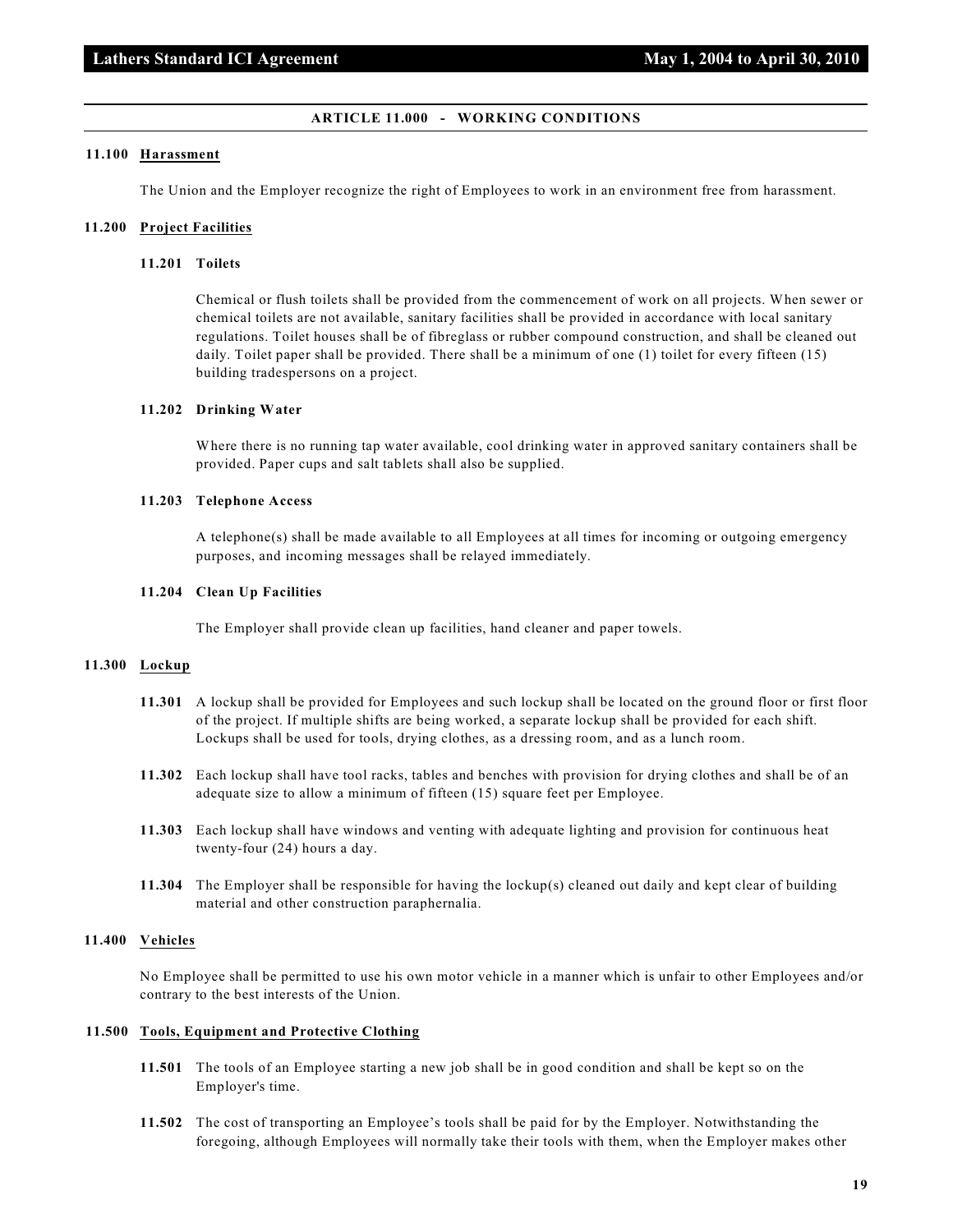## ARTICLE 11.000 - WORKING CONDITIONS

**11.100 Harassment**

The Union and the Employer recognize the right of Employees to work in an environment free from harassment.

**11.200 Project Facilities**

**11.201 Toilets**

Chemical or flush toilets shall be provided from the commencement of work on all projects. When sewer or chemical toilets are not available, sanitary facilities shall be provided in accordance with local sanitary regulations. Toilet houses shall be of fibreglass or rubber compound construction, and shall be cleaned out daily. Toilet paper shall be provided. There shall be a minimum of one (1) toilet for every fifteen (15) building tradespersons on a project.

**11.202 Drinking Water**

Where there is no running tap water available, cool drinking water in approved sanitary containers shall be provided. Paper cups and salt tablets shall also be supplied.

**11.203 Telephone Access**

A telephone(s) shall be made available to all Employees at all times for incoming or outgoing emergency purposes, and incoming messages shall be relayed immediately.

**11.204 Clean Up Facilities**

The Employer shall provide clean up facilities, hand cleaner and paper towels.

**11.300 Lockup**

**11.301** A lockup shall be provided for Employees and such lockup shall be located on the ground floor or first floor of the project. If multiple shifts are being worked, a separate lockup shall be provided for each shift. Lockups shall be used for tools, drying clothes, as a dressing room, and as a lunch room.

**11.302** Each lockup shall have tool racks, tables and benches with provision for drying clothes and shall be of an adequate size to allow a minimum of fifteen (15) square feet per Employee.

**11.303** Each lockup shall have windows and venting with adequate lighting and provision for continuous heat twenty-four (24) hours a day.

**11.304** The Employer shall be responsible for having the lockup(s) cleaned out daily and kept clear of building material and other construction paraphernalia.

**11.400 Vehicles**

No Employee shall be permitted to use his own motor vehicle in a manner which is unfair to other Employees and/or contrary to the best interests of the Union.

**11.500 Tools, Equipment and Protective Clothing**

**11.501** The tools of an Employee starting a new job shall be in good condition and shall be kept so on the Employer's time.

**11.502** The cost of transporting an Employee's tools shall be paid for by the Employer. Notwithstanding the foregoing, although Employees will normally take their tools with them, when the Employer makes other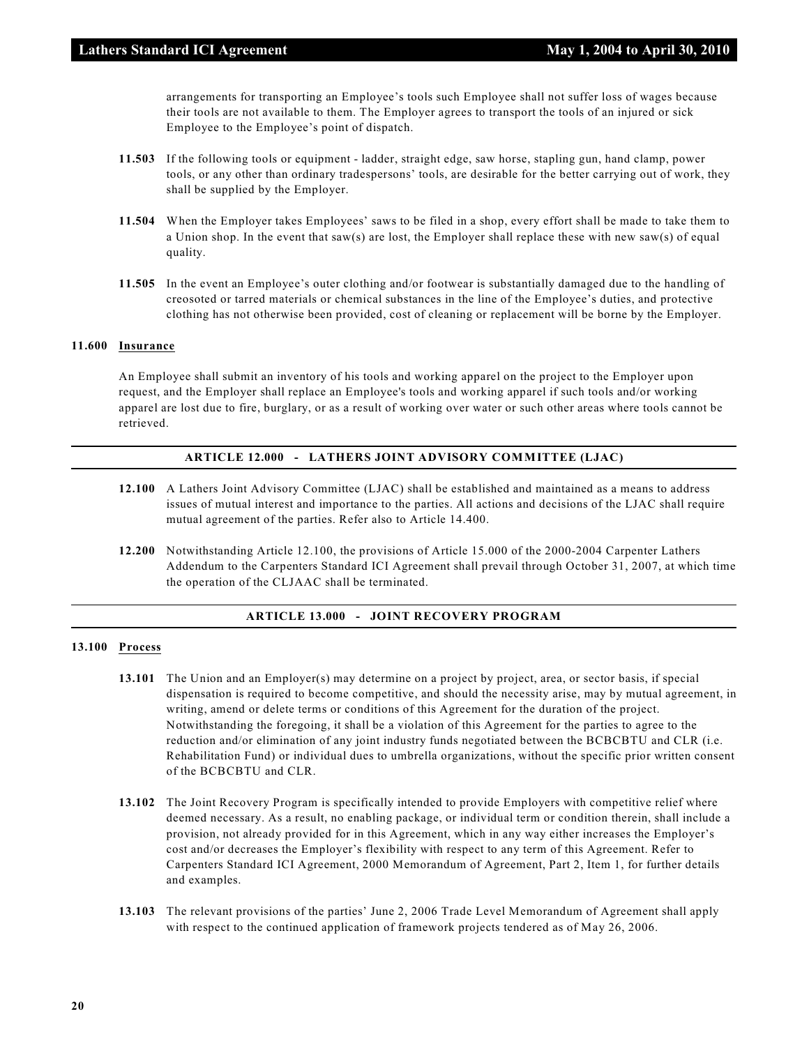arrangements for transporting an Employee's tools such Employee shall not suffer loss of wages because their tools are not available to them. The Employer agrees to transport the tools of an injured or sick Employee to the Employee's point of dispatch.

**11.503** If the following tools or equipment - ladder, straight edge, saw horse, stapling gun, hand clamp, power tools, or any other than ordinary tradespersons' tools, are desirable for the better carrying out of work, they shall be supplied by the Employer.

**11.504** When the Employer takes Employees' saws to be filed in a shop, every effort shall be made to take them to a Union shop. In the event that saw(s) are lost, the Employer shall replace these with new saw(s) of equal quality.

**11.505** In the event an Employee's outer clothing and/or footwear is substantially damaged due to the handling of creosoted or tarred materials or chemical substances in the line of the Employee's duties, and protective clothing has not otherwise been provided, cost of cleaning or replacement will be borne by the Employer.

**11.600 Insurance**

An Employee shall submit an inventory of his tools and working apparel on the project to the Employer upon request, and the Employer shall replace an Employee's tools and working apparel if such tools and/or working apparel are lost due to fire, burglary, or as a result of working over water or such other areas where tools cannot be retrieved.

## ARTICLE 12.000 - LATHERS JOINT ADVISORY COMMITTEE (LJAC)

**12.100** A Lathers Joint Advisory Committee (LJAC) shall be established and maintained as a means to address issues of mutual interest and importance to the parties. All actions and decisions of the LJAC shall require mutual agreement of the parties. Refer also to Article 14.400.

**12.200** Notwithstanding Article 12.100, the provisions of Article 15.000 of the 2000-2004 Carpenter Lathers Addendum to the Carpenters Standard ICI Agreement shall prevail through October 31, 2007, at which time the operation of the CLJAAC shall be terminated.

## ARTICLE 13.000 - JOINT RECOVERY PROGRAM

**13.100 Process**

**13.101** The Union and an Employer(s) may determine on a project by project, area, or sector basis, if special dispensation is required to become competitive, and should the necessity arise, may by mutual agreement, in writing, amend or delete terms or conditions of this Agreement for the duration of the project. Notwithstanding the foregoing, it shall be a violation of this Agreement for the parties to agree to the reduction and/or elimination of any joint industry funds negotiated between the BCBCBTU and CLR (i.e. Rehabilitation Fund) or individual dues to umbrella organizations, without the specific prior written consent of the BCBCBTU and CLR.

**13.102** The Joint Recovery Program is specifically intended to provide Employers with competitive relief where deemed necessary. As a result, no enabling package, or individual term or condition therein, shall include a provision, not already provided for in this Agreement, which in any way either increases the Employer's cost and/or decreases the Employer's flexibility with respect to any term of this Agreement. Refer to Carpenters Standard ICI Agreement, 2000 Memorandum of Agreement, Part 2, Item 1, for further details and examples.

**13.103** The relevant provisions of the parties' June 2, 2006 Trade Level Memorandum of Agreement shall apply with respect to the continued application of framework projects tendered as of May 26, 2006.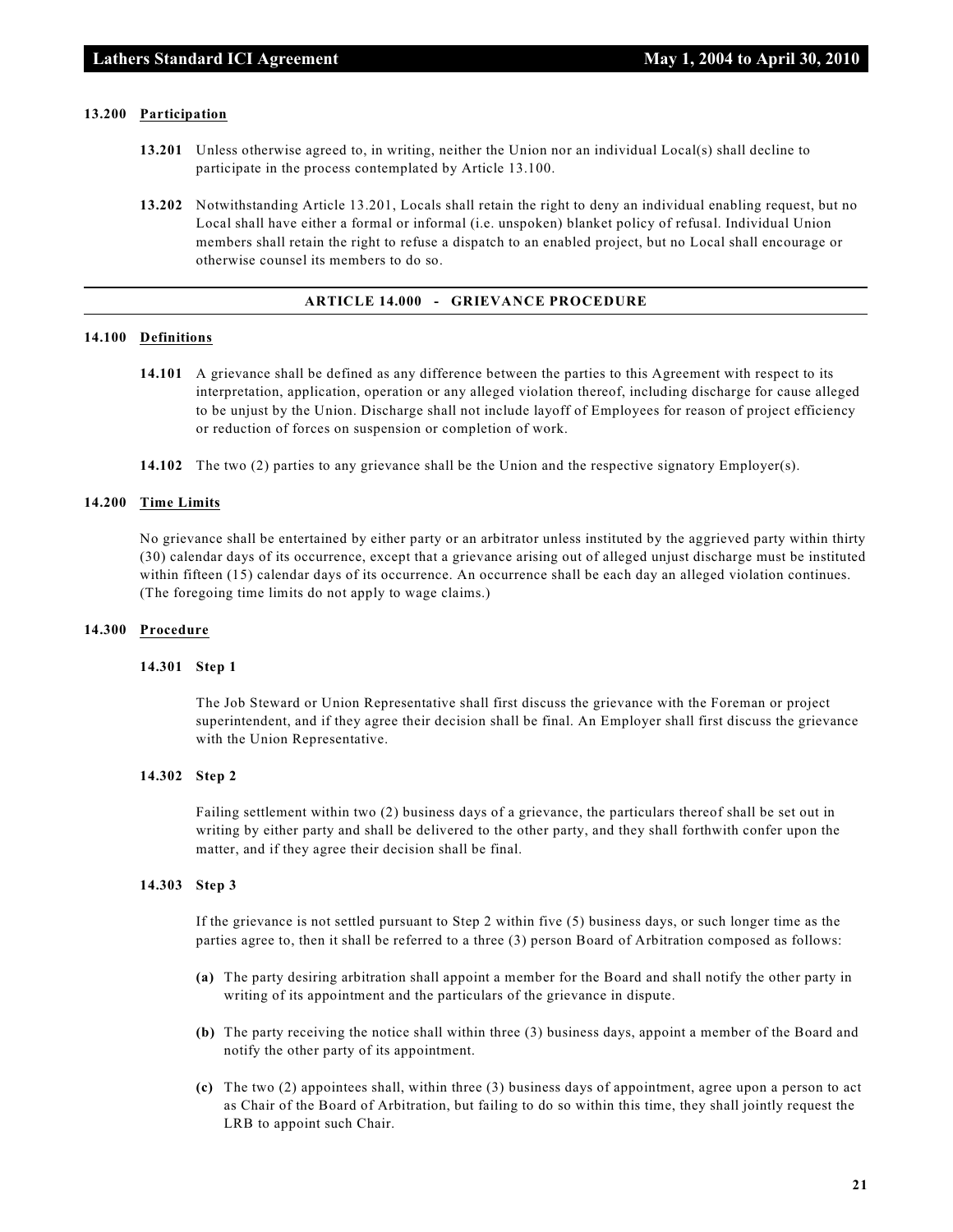### 13.200 Participation

**13.201** Unless otherwise agreed to, in writing, neither the Union nor an individual Local(s) shall decline to participate in the process contemplated by Article 13.100.

**13.202** Notwithstanding Article 13.201, Locals shall retain the right to deny an individual enabling request, but no Local shall have either a formal or informal (i.e. unspoken) blanket policy of refusal. Individual Union members shall retain the right to refuse a dispatch to an enabled project, but no Local shall encourage or otherwise counsel its members to do so.

## ARTICLE 14.000 - GRIEVANCE PROCEDURE

### 14.100 Definitions

**14.101** A grievance shall be defined as any difference between the parties to this Agreement with respect to its interpretation, application, operation or any alleged violation thereof, including discharge for cause alleged to be unjust by the Union. Discharge shall not include layoff of Employees for reason of project efficiency or reduction of forces on suspension or completion of work.

**14.102** The two (2) parties to any grievance shall be the Union and the respective signatory Employer(s).

### 14.200 Time Limits

No grievance shall be entertained by either party or an arbitrator unless instituted by the aggrieved party within thirty (30) calendar days of its occurrence, except that a grievance arising out of alleged unjust discharge must be instituted within fifteen (15) calendar days of its occurrence. An occurrence shall be each day an alleged violation continues. (The foregoing time limits do not apply to wage claims.)

### 14.300 Procedure

**14.301 Step 1**

The Job Steward or Union Representative shall first discuss the grievance with the Foreman or project superintendent, and if they agree their decision shall be final. An Employer shall first discuss the grievance with the Union Representative.

**14.302 Step 2**

Failing settlement within two (2) business days of a grievance, the particulars thereof shall be set out in writing by either party and shall be delivered to the other party, and they shall forthwith confer upon the matter, and if they agree their decision shall be final.

**14.303 Step 3**

If the grievance is not settled pursuant to Step 2 within five (5) business days, or such longer time as the parties agree to, then it shall be referred to a three (3) person Board of Arbitration composed as follows:

**(a)** The party desiring arbitration shall appoint a member for the Board and shall notify the other party in writing of its appointment and the particulars of the grievance in dispute.

**(b)** The party receiving the notice shall within three (3) business days, appoint a member of the Board and notify the other party of its appointment.

**(c)** The two (2) appointees shall, within three (3) business days of appointment, agree upon a person to act as Chair of the Board of Arbitration, but failing to do so within this time, they shall jointly request the LRB to appoint such Chair.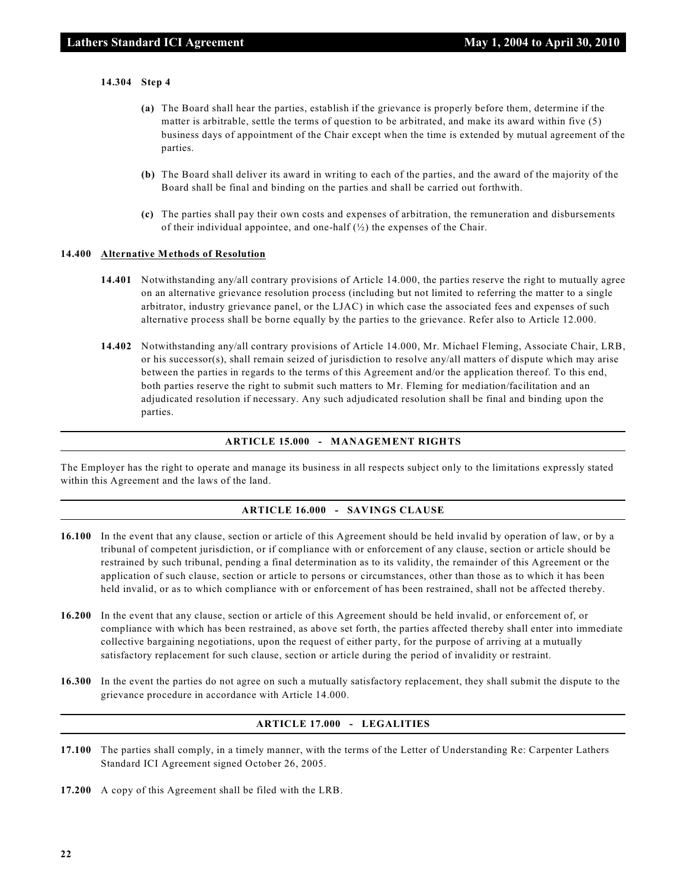**14.304 Step 4**

**(a)** The Board shall hear the parties, establish if the grievance is properly before them, determine if the matter is arbitrable, settle the terms of question to be arbitrated, and make its award within five (5) business days of appointment of the Chair except when the time is extended by mutual agreement of the parties.

**(b)** The Board shall deliver its award in writing to each of the parties, and the award of the majority of the Board shall be final and binding on the parties and shall be carried out forthwith.

**(c)** The parties shall pay their own costs and expenses of arbitration, the remuneration and disbursements of their individual appointee, and one-half (½) the expenses of the Chair.

**14.400 Alternative Methods of Resolution**

**14.401** Notwithstanding any/all contrary provisions of Article 14.000, the parties reserve the right to mutually agree on an alternative grievance resolution process (including but not limited to referring the matter to a single arbitrator, industry grievance panel, or the LJAC) in which case the associated fees and expenses of such alternative process shall be borne equally by the parties to the grievance. Refer also to Article 12.000.

**14.402** Notwithstanding any/all contrary provisions of Article 14.000, Mr. Michael Fleming, Associate Chair, LRB, or his successor(s), shall remain seized of jurisdiction to resolve any/all matters of dispute which may arise between the parties in regards to the terms of this Agreement and/or the application thereof. To this end, both parties reserve the right to submit such matters to Mr. Fleming for mediation/facilitation and an adjudicated resolution if necessary. Any such adjudicated resolution shall be final and binding upon the parties.

## ARTICLE 15.000 - MANAGEMENT RIGHTS

The Employer has the right to operate and manage its business in all respects subject only to the limitations expressly stated within this Agreement and the laws of the land.

## ARTICLE 16.000 - SAVINGS CLAUSE

**16.100** In the event that any clause, section or article of this Agreement should be held invalid by operation of law, or by a tribunal of competent jurisdiction, or if compliance with or enforcement of any clause, section or article should be restrained by such tribunal, pending a final determination as to its validity, the remainder of this Agreement or the application of such clause, section or article to persons or circumstances, other than those as to which it has been held invalid, or as to which compliance with or enforcement of has been restrained, shall not be affected thereby.

**16.200** In the event that any clause, section or article of this Agreement should be held invalid, or enforcement of, or compliance with which has been restrained, as above set forth, the parties affected thereby shall enter into immediate collective bargaining negotiations, upon the request of either party, for the purpose of arriving at a mutually satisfactory replacement for such clause, section or article during the period of invalidity or restraint.

**16.300** In the event the parties do not agree on such a mutually satisfactory replacement, they shall submit the dispute to the grievance procedure in accordance with Article 14.000.

## ARTICLE 17.000 - LEGALITIES

**17.100** The parties shall comply, in a timely manner, with the terms of the Letter of Understanding Re: Carpenter Lathers Standard ICI Agreement signed October 26, 2005.

**17.200** A copy of this Agreement shall be filed with the LRB.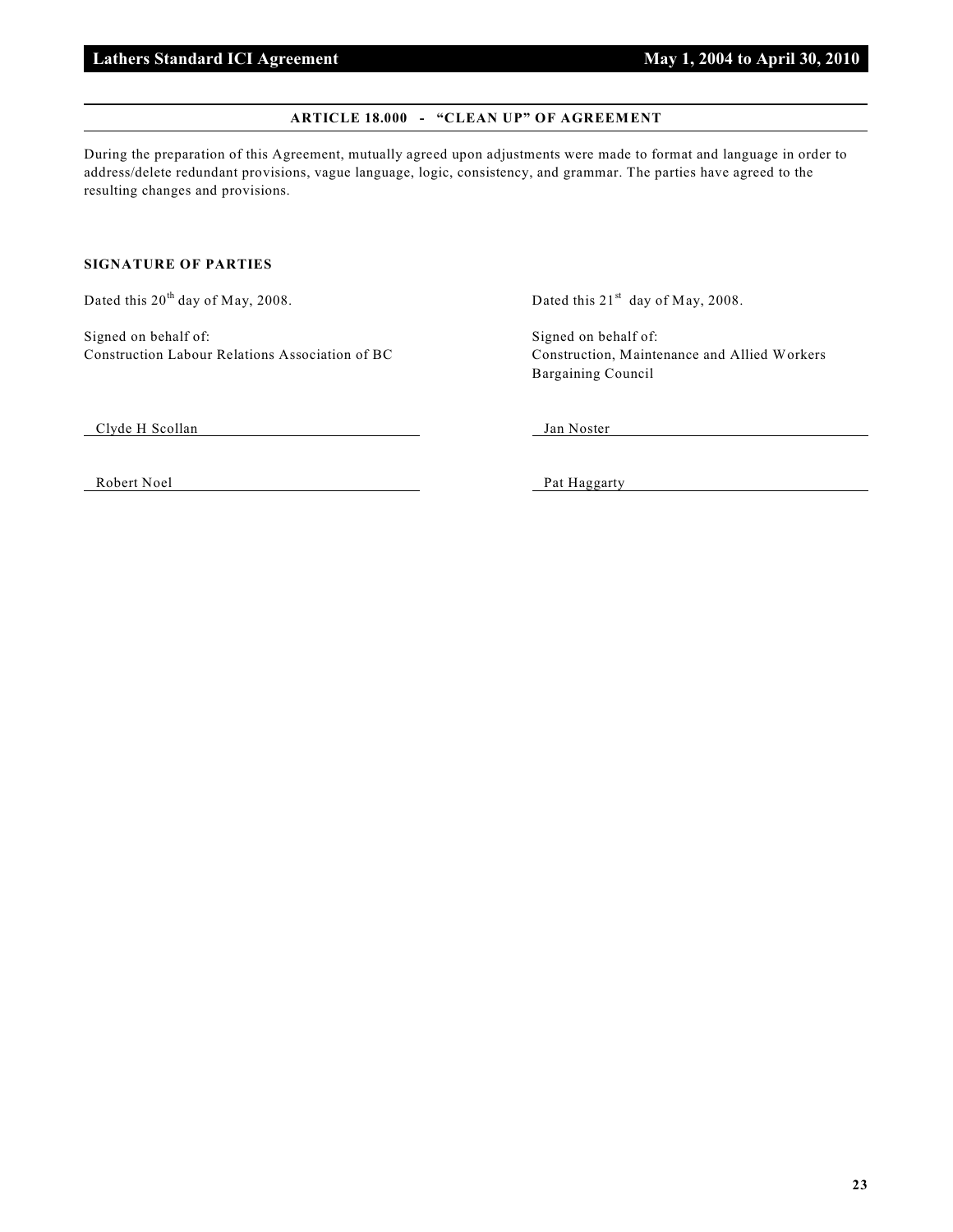## ARTICLE 18.000 - "CLEAN UP" OF AGREEMENT

During the preparation of this Agreement, mutually agreed upon adjustments were made to format and language in order to address/delete redundant provisions, vague language, logic, consistency, and grammar. The parties have agreed to the resulting changes and provisions.

**SIGNATURE OF PARTIES**

Dated this 20th day of May, 2008.

Signed on behalf of:
Construction Labour Relations Association of BC

Clyde H Scollan

Robert Noel

Dated this 21st day of May, 2008.

Signed on behalf of:
Construction, Maintenance and Allied Workers Bargaining Council

Jan Noster

Pat Haggarty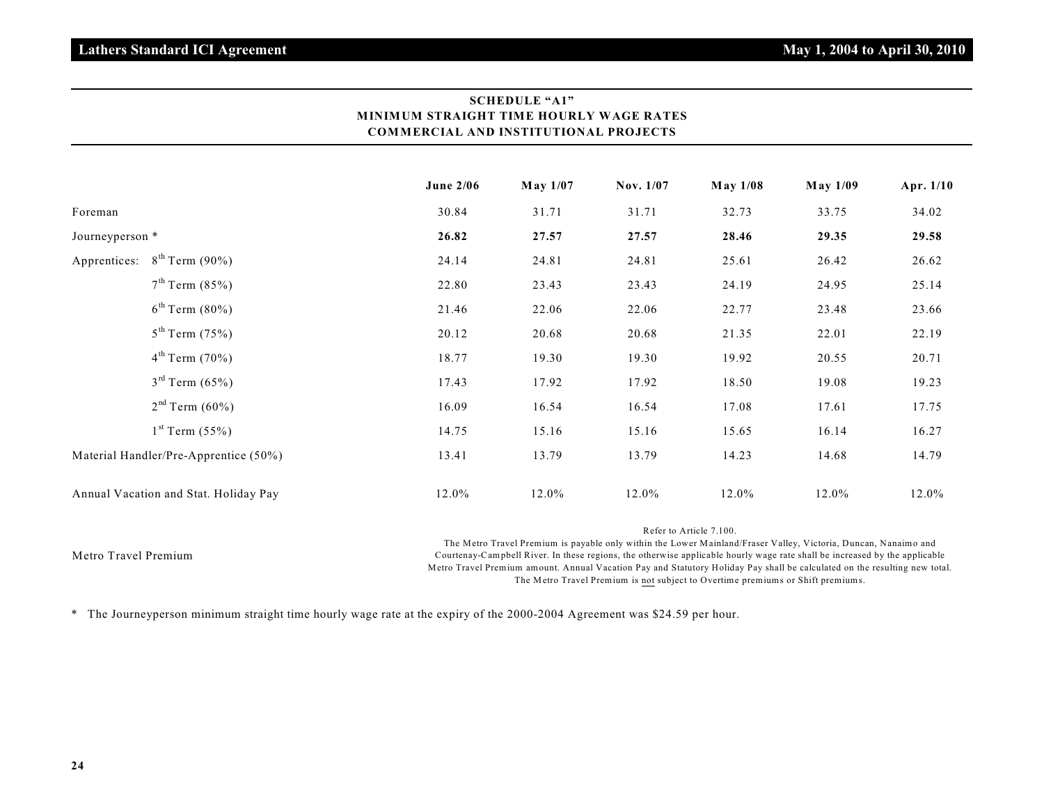## SCHEDULE "A1"
## MINIMUM STRAIGHT TIME HOURLY WAGE RATES
## COMMERCIAL AND INSTITUTIONAL PROJECTS

| | June 2/06 | May 1/07 | Nov. 1/07 | May 1/08 | May 1/09 | Apr. 1/10 |
|---|---|---|---|---|---|---|
| Foreman | 30.84 | 31.71 | 31.71 | 32.73 | 33.75 | 34.02 |
| Journeyperson * | **26.82** | **27.57** | **27.57** | **28.46** | **29.35** | **29.58** |
| Apprentices: 8th Term (90%) | 24.14 | 24.81 | 24.81 | 25.61 | 26.42 | 26.62 |
| 7th Term (85%) | 22.80 | 23.43 | 23.43 | 24.19 | 24.95 | 25.14 |
| 6th Term (80%) | 21.46 | 22.06 | 22.06 | 22.77 | 23.48 | 23.66 |
| 5th Term (75%) | 20.12 | 20.68 | 20.68 | 21.35 | 22.01 | 22.19 |
| 4th Term (70%) | 18.77 | 19.30 | 19.30 | 19.92 | 20.55 | 20.71 |
| 3rd Term (65%) | 17.43 | 17.92 | 17.92 | 18.50 | 19.08 | 19.23 |
| 2nd Term (60%) | 16.09 | 16.54 | 16.54 | 17.08 | 17.61 | 17.75 |
| 1st Term (55%) | 14.75 | 15.16 | 15.16 | 15.65 | 16.14 | 16.27 |
| Material Handler/Pre-Apprentice (50%) | 13.41 | 13.79 | 13.79 | 14.23 | 14.68 | 14.79 |
| Annual Vacation and Stat. Holiday Pay | 12.0% | 12.0% | 12.0% | 12.0% | 12.0% | 12.0% |

**Metro Travel Premium**

Refer to Article 7.100.
The Metro Travel Premium is payable only within the Lower Mainland/Fraser Valley, Victoria, Duncan, Nanaimo and Courtenay-Campbell River. In these regions, the otherwise applicable hourly wage rate shall be increased by the applicable Metro Travel Premium amount. Annual Vacation Pay and Statutory Holiday Pay shall be calculated on the resulting new total. The Metro Travel Premium is not subject to Overtime premiums or Shift premiums.

\* The Journeyperson minimum straight time hourly wage rate at the expiry of the 2000-2004 Agreement was $24.59 per hour.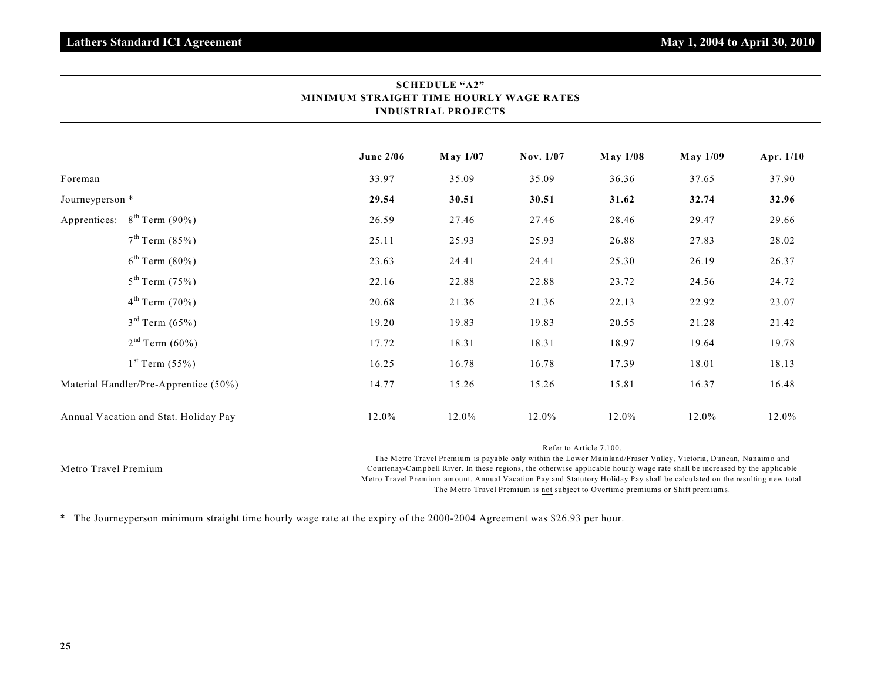## SCHEDULE "A2"
## MINIMUM STRAIGHT TIME HOURLY WAGE RATES
## INDUSTRIAL PROJECTS

| | June 2/06 | May 1/07 | Nov. 1/07 | May 1/08 | May 1/09 | Apr. 1/10 |
|---|---|---|---|---|---|---|
| Foreman | 33.97 | 35.09 | 35.09 | 36.36 | 37.65 | 37.90 |
| Journeyperson * | **29.54** | **30.51** | **30.51** | **31.62** | **32.74** | **32.96** |
| Apprentices: 8th Term (90%) | 26.59 | 27.46 | 27.46 | 28.46 | 29.47 | 29.66 |
| 7th Term (85%) | 25.11 | 25.93 | 25.93 | 26.88 | 27.83 | 28.02 |
| 6th Term (80%) | 23.63 | 24.41 | 24.41 | 25.30 | 26.19 | 26.37 |
| 5th Term (75%) | 22.16 | 22.88 | 22.88 | 23.72 | 24.56 | 24.72 |
| 4th Term (70%) | 20.68 | 21.36 | 21.36 | 22.13 | 22.92 | 23.07 |
| 3rd Term (65%) | 19.20 | 19.83 | 19.83 | 20.55 | 21.28 | 21.42 |
| 2nd Term (60%) | 17.72 | 18.31 | 18.31 | 18.97 | 19.64 | 19.78 |
| 1st Term (55%) | 16.25 | 16.78 | 16.78 | 17.39 | 18.01 | 18.13 |
| Material Handler/Pre-Apprentice (50%) | 14.77 | 15.26 | 15.26 | 15.81 | 16.37 | 16.48 |
| Annual Vacation and Stat. Holiday Pay | 12.0% | 12.0% | 12.0% | 12.0% | 12.0% | 12.0% |
| Metro Travel Premium | Refer to Article 7.100. The Metro Travel Premium is payable only within the Lower Mainland/Fraser Valley, Victoria, Duncan, Nanaimo and Courtenay-Campbell River. In these regions, the otherwise applicable hourly wage rate shall be increased by the applicable Metro Travel Premium amount. Annual Vacation Pay and Statutory Holiday Pay shall be calculated on the resulting new total. The Metro Travel Premium is not subject to Overtime premiums or Shift premiums. | | | | | |

* The Journeyperson minimum straight time hourly wage rate at the expiry of the 2000-2004 Agreement was $26.93 per hour.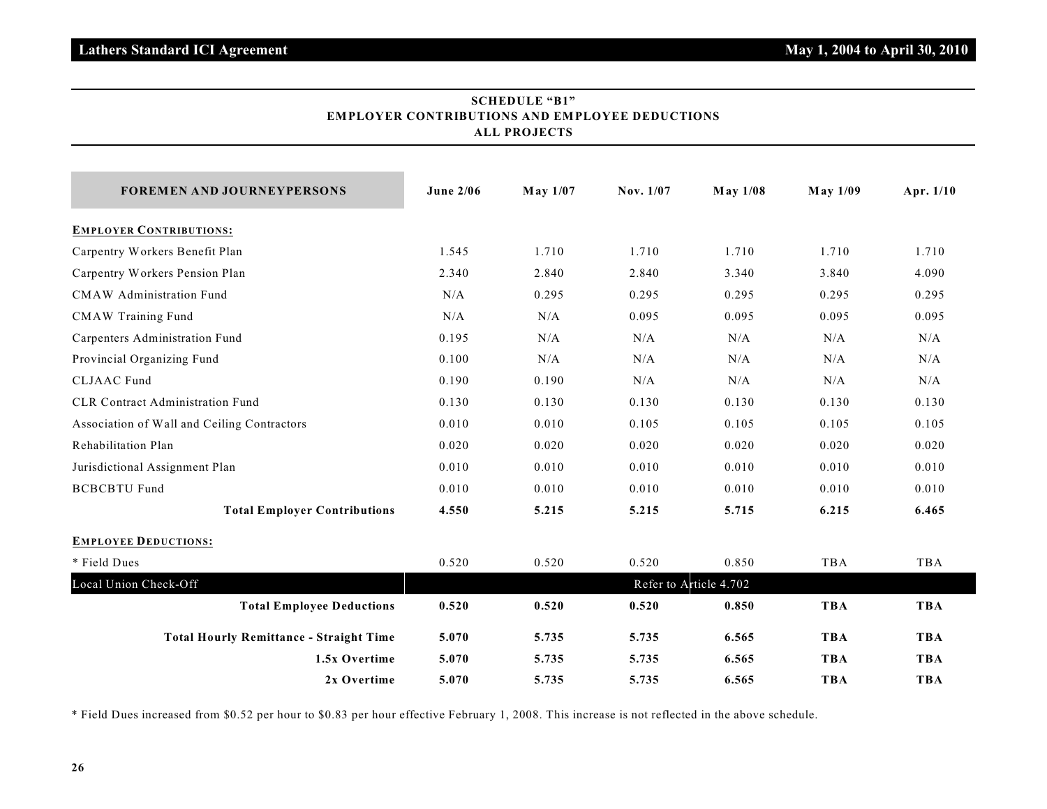## SCHEDULE "B1"
## EMPLOYER CONTRIBUTIONS AND EMPLOYEE DEDUCTIONS
## ALL PROJECTS

| FOREMEN AND JOURNEYPERSONS | June 2/06 | May 1/07 | Nov. 1/07 | May 1/08 | May 1/09 | Apr. 1/10 |
|---|---|---|---|---|---|---|
| **EMPLOYER CONTRIBUTIONS:** | | | | | | |
| Carpentry Workers Benefit Plan | 1.545 | 1.710 | 1.710 | 1.710 | 1.710 | 1.710 |
| Carpentry Workers Pension Plan | 2.340 | 2.840 | 2.840 | 3.340 | 3.840 | 4.090 |
| CMAW Administration Fund | N/A | 0.295 | 0.295 | 0.295 | 0.295 | 0.295 |
| CMAW Training Fund | N/A | N/A | 0.095 | 0.095 | 0.095 | 0.095 |
| Carpenters Administration Fund | 0.195 | N/A | N/A | N/A | N/A | N/A |
| Provincial Organizing Fund | 0.100 | N/A | N/A | N/A | N/A | N/A |
| CLJAAC Fund | 0.190 | 0.190 | N/A | N/A | N/A | N/A |
| CLR Contract Administration Fund | 0.130 | 0.130 | 0.130 | 0.130 | 0.130 | 0.130 |
| Association of Wall and Ceiling Contractors | 0.010 | 0.010 | 0.105 | 0.105 | 0.105 | 0.105 |
| Rehabilitation Plan | 0.020 | 0.020 | 0.020 | 0.020 | 0.020 | 0.020 |
| Jurisdictional Assignment Plan | 0.010 | 0.010 | 0.010 | 0.010 | 0.010 | 0.010 |
| BCBCBTU Fund | 0.010 | 0.010 | 0.010 | 0.010 | 0.010 | 0.010 |
| **Total Employer Contributions** | **4.550** | **5.215** | **5.215** | **5.715** | **6.215** | **6.465** |
| **EMPLOYEE DEDUCTIONS:** | | | | | | |
| * Field Dues | 0.520 | 0.520 | 0.520 | 0.850 | TBA | TBA |
| Local Union Check-Off | Refer to Article 4.702 | | | | | |
| **Total Employee Deductions** | **0.520** | **0.520** | **0.520** | **0.850** | **TBA** | **TBA** |
| **Total Hourly Remittance - Straight Time** | **5.070** | **5.735** | **5.735** | **6.565** | **TBA** | **TBA** |
| **1.5x Overtime** | **5.070** | **5.735** | **5.735** | **6.565** | **TBA** | **TBA** |
| **2x Overtime** | **5.070** | **5.735** | **5.735** | **6.565** | **TBA** | **TBA** |

* Field Dues increased from $0.52 per hour to $0.83 per hour effective February 1, 2008. This increase is not reflected in the above schedule.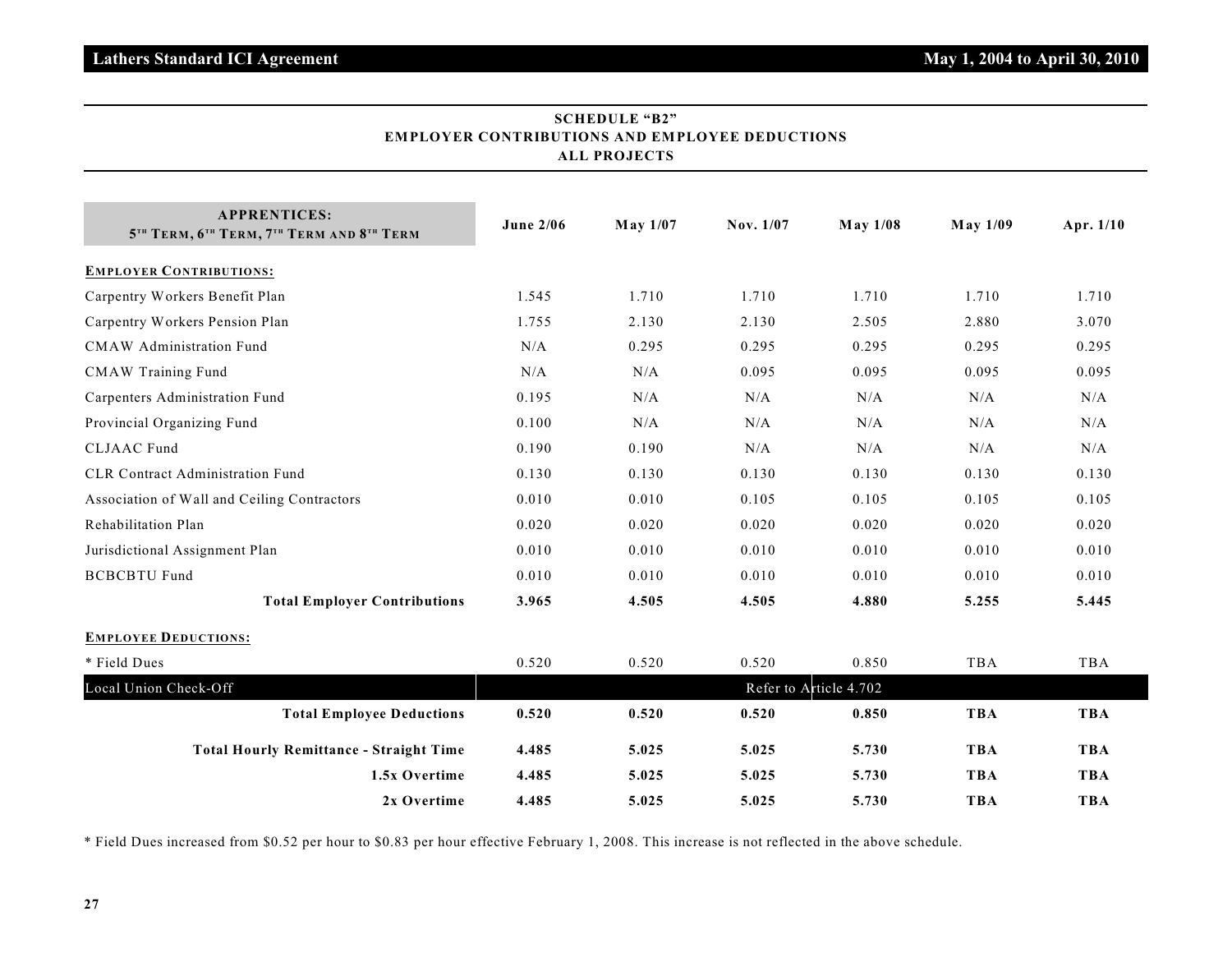## SCHEDULE "B2"
## EMPLOYER CONTRIBUTIONS AND EMPLOYEE DEDUCTIONS
## ALL PROJECTS

| APPRENTICES: 5TH TERM, 6TH TERM, 7TH TERM AND 8TH TERM | June 2/06 | May 1/07 | Nov. 1/07 | May 1/08 | May 1/09 | Apr. 1/10 |
|---|---|---|---|---|---|---|
| **EMPLOYER CONTRIBUTIONS:** | | | | | | |
| Carpentry Workers Benefit Plan | 1.545 | 1.710 | 1.710 | 1.710 | 1.710 | 1.710 |
| Carpentry Workers Pension Plan | 1.755 | 2.130 | 2.130 | 2.505 | 2.880 | 3.070 |
| CMAW Administration Fund | N/A | 0.295 | 0.295 | 0.295 | 0.295 | 0.295 |
| CMAW Training Fund | N/A | N/A | 0.095 | 0.095 | 0.095 | 0.095 |
| Carpenters Administration Fund | 0.195 | N/A | N/A | N/A | N/A | N/A |
| Provincial Organizing Fund | 0.100 | N/A | N/A | N/A | N/A | N/A |
| CLJAAC Fund | 0.190 | 0.190 | N/A | N/A | N/A | N/A |
| CLR Contract Administration Fund | 0.130 | 0.130 | 0.130 | 0.130 | 0.130 | 0.130 |
| Association of Wall and Ceiling Contractors | 0.010 | 0.010 | 0.105 | 0.105 | 0.105 | 0.105 |
| Rehabilitation Plan | 0.020 | 0.020 | 0.020 | 0.020 | 0.020 | 0.020 |
| Jurisdictional Assignment Plan | 0.010 | 0.010 | 0.010 | 0.010 | 0.010 | 0.010 |
| BCBCBTU Fund | 0.010 | 0.010 | 0.010 | 0.010 | 0.010 | 0.010 |
| **Total Employer Contributions** | **3.965** | **4.505** | **4.505** | **4.880** | **5.255** | **5.445** |
| **EMPLOYEE DEDUCTIONS:** | | | | | | |
| * Field Dues | 0.520 | 0.520 | 0.520 | 0.850 | TBA | TBA |
| Local Union Check-Off | Refer to Article 4.702 | | | | | |
| **Total Employee Deductions** | **0.520** | **0.520** | **0.520** | **0.850** | **TBA** | **TBA** |
| **Total Hourly Remittance - Straight Time** | **4.485** | **5.025** | **5.025** | **5.730** | **TBA** | **TBA** |
| **1.5x Overtime** | **4.485** | **5.025** | **5.025** | **5.730** | **TBA** | **TBA** |
| **2x Overtime** | **4.485** | **5.025** | **5.025** | **5.730** | **TBA** | **TBA** |

* Field Dues increased from $0.52 per hour to $0.83 per hour effective February 1, 2008. This increase is not reflected in the above schedule.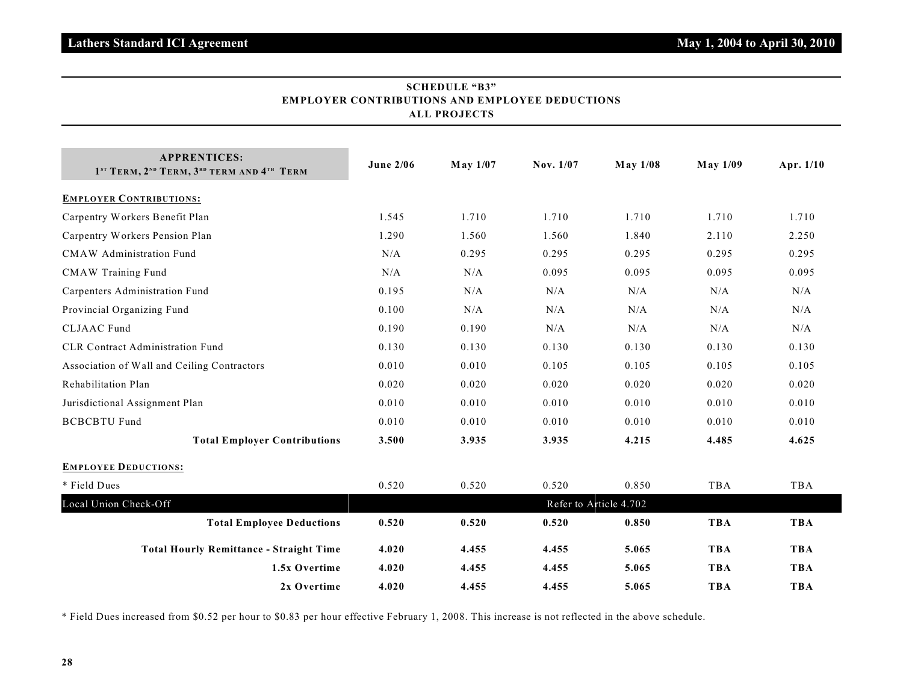## SCHEDULE "B3"
## EMPLOYER CONTRIBUTIONS AND EMPLOYEE DEDUCTIONS
## ALL PROJECTS

| APPRENTICES: 1ST TERM, 2ND TERM, 3RD TERM AND 4TH TERM | June 2/06 | May 1/07 | Nov. 1/07 | May 1/08 | May 1/09 | Apr. 1/10 |
|---|---|---|---|---|---|---|
| **EMPLOYER CONTRIBUTIONS:** | | | | | | |
| Carpentry Workers Benefit Plan | 1.545 | 1.710 | 1.710 | 1.710 | 1.710 | 1.710 |
| Carpentry Workers Pension Plan | 1.290 | 1.560 | 1.560 | 1.840 | 2.110 | 2.250 |
| CMAW Administration Fund | N/A | 0.295 | 0.295 | 0.295 | 0.295 | 0.295 |
| CMAW Training Fund | N/A | N/A | 0.095 | 0.095 | 0.095 | 0.095 |
| Carpenters Administration Fund | 0.195 | N/A | N/A | N/A | N/A | N/A |
| Provincial Organizing Fund | 0.100 | N/A | N/A | N/A | N/A | N/A |
| CLJAAC Fund | 0.190 | 0.190 | N/A | N/A | N/A | N/A |
| CLR Contract Administration Fund | 0.130 | 0.130 | 0.130 | 0.130 | 0.130 | 0.130 |
| Association of Wall and Ceiling Contractors | 0.010 | 0.010 | 0.105 | 0.105 | 0.105 | 0.105 |
| Rehabilitation Plan | 0.020 | 0.020 | 0.020 | 0.020 | 0.020 | 0.020 |
| Jurisdictional Assignment Plan | 0.010 | 0.010 | 0.010 | 0.010 | 0.010 | 0.010 |
| BCBCBTU Fund | 0.010 | 0.010 | 0.010 | 0.010 | 0.010 | 0.010 |
| **Total Employer Contributions** | **3.500** | **3.935** | **3.935** | **4.215** | **4.485** | **4.625** |
| **EMPLOYEE DEDUCTIONS:** | | | | | | |
| * Field Dues | 0.520 | 0.520 | 0.520 | 0.850 | TBA | TBA |
| Local Union Check-Off | Refer to Article 4.702 | | | | | |
| **Total Employee Deductions** | **0.520** | **0.520** | **0.520** | **0.850** | **TBA** | **TBA** |
| **Total Hourly Remittance - Straight Time** | **4.020** | **4.455** | **4.455** | **5.065** | **TBA** | **TBA** |
| **1.5x Overtime** | **4.020** | **4.455** | **4.455** | **5.065** | **TBA** | **TBA** |
| **2x Overtime** | **4.020** | **4.455** | **4.455** | **5.065** | **TBA** | **TBA** |

* Field Dues increased from $0.52 per hour to $0.83 per hour effective February 1, 2008. This increase is not reflected in the above schedule.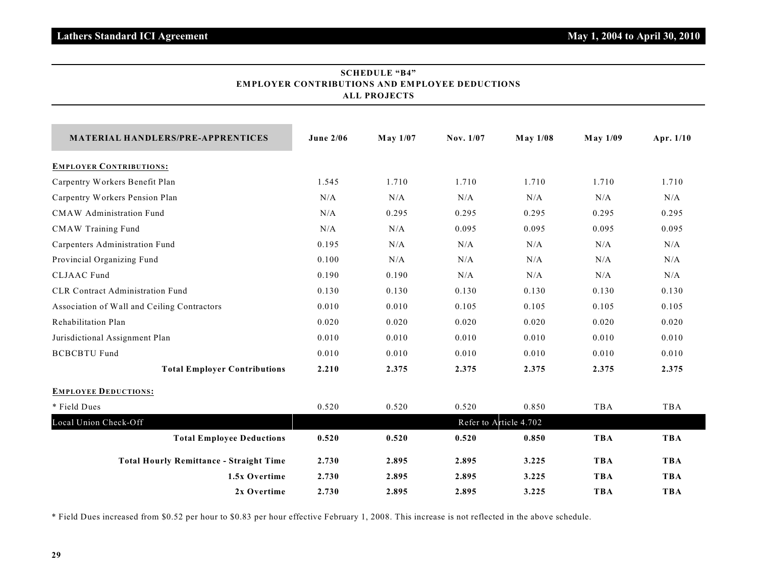## SCHEDULE "B4"
## EMPLOYER CONTRIBUTIONS AND EMPLOYEE DEDUCTIONS
## ALL PROJECTS

| MATERIAL HANDLERS/PRE-APPRENTICES | June 2/06 | May 1/07 | Nov. 1/07 | May 1/08 | May 1/09 | Apr. 1/10 |
|---|---|---|---|---|---|---|
| **EMPLOYER CONTRIBUTIONS:** | | | | | | |
| Carpentry Workers Benefit Plan | 1.545 | 1.710 | 1.710 | 1.710 | 1.710 | 1.710 |
| Carpentry Workers Pension Plan | N/A | N/A | N/A | N/A | N/A | N/A |
| CMAW Administration Fund | N/A | 0.295 | 0.295 | 0.295 | 0.295 | 0.295 |
| CMAW Training Fund | N/A | N/A | 0.095 | 0.095 | 0.095 | 0.095 |
| Carpenters Administration Fund | 0.195 | N/A | N/A | N/A | N/A | N/A |
| Provincial Organizing Fund | 0.100 | N/A | N/A | N/A | N/A | N/A |
| CLJAAC Fund | 0.190 | 0.190 | N/A | N/A | N/A | N/A |
| CLR Contract Administration Fund | 0.130 | 0.130 | 0.130 | 0.130 | 0.130 | 0.130 |
| Association of Wall and Ceiling Contractors | 0.010 | 0.010 | 0.105 | 0.105 | 0.105 | 0.105 |
| Rehabilitation Plan | 0.020 | 0.020 | 0.020 | 0.020 | 0.020 | 0.020 |
| Jurisdictional Assignment Plan | 0.010 | 0.010 | 0.010 | 0.010 | 0.010 | 0.010 |
| BCBCBTU Fund | 0.010 | 0.010 | 0.010 | 0.010 | 0.010 | 0.010 |
| **Total Employer Contributions** | **2.210** | **2.375** | **2.375** | **2.375** | **2.375** | **2.375** |
| **EMPLOYEE DEDUCTIONS:** | | | | | | |
| * Field Dues | 0.520 | 0.520 | 0.520 | 0.850 | TBA | TBA |
| Local Union Check-Off | Refer to Article 4.702 | | | | | |
| **Total Employee Deductions** | **0.520** | **0.520** | **0.520** | **0.850** | **TBA** | **TBA** |
| **Total Hourly Remittance - Straight Time** | **2.730** | **2.895** | **2.895** | **3.225** | **TBA** | **TBA** |
| **1.5x Overtime** | **2.730** | **2.895** | **2.895** | **3.225** | **TBA** | **TBA** |
| **2x Overtime** | **2.730** | **2.895** | **2.895** | **3.225** | **TBA** | **TBA** |

* Field Dues increased from $0.52 per hour to $0.83 per hour effective February 1, 2008. This increase is not reflected in the above schedule.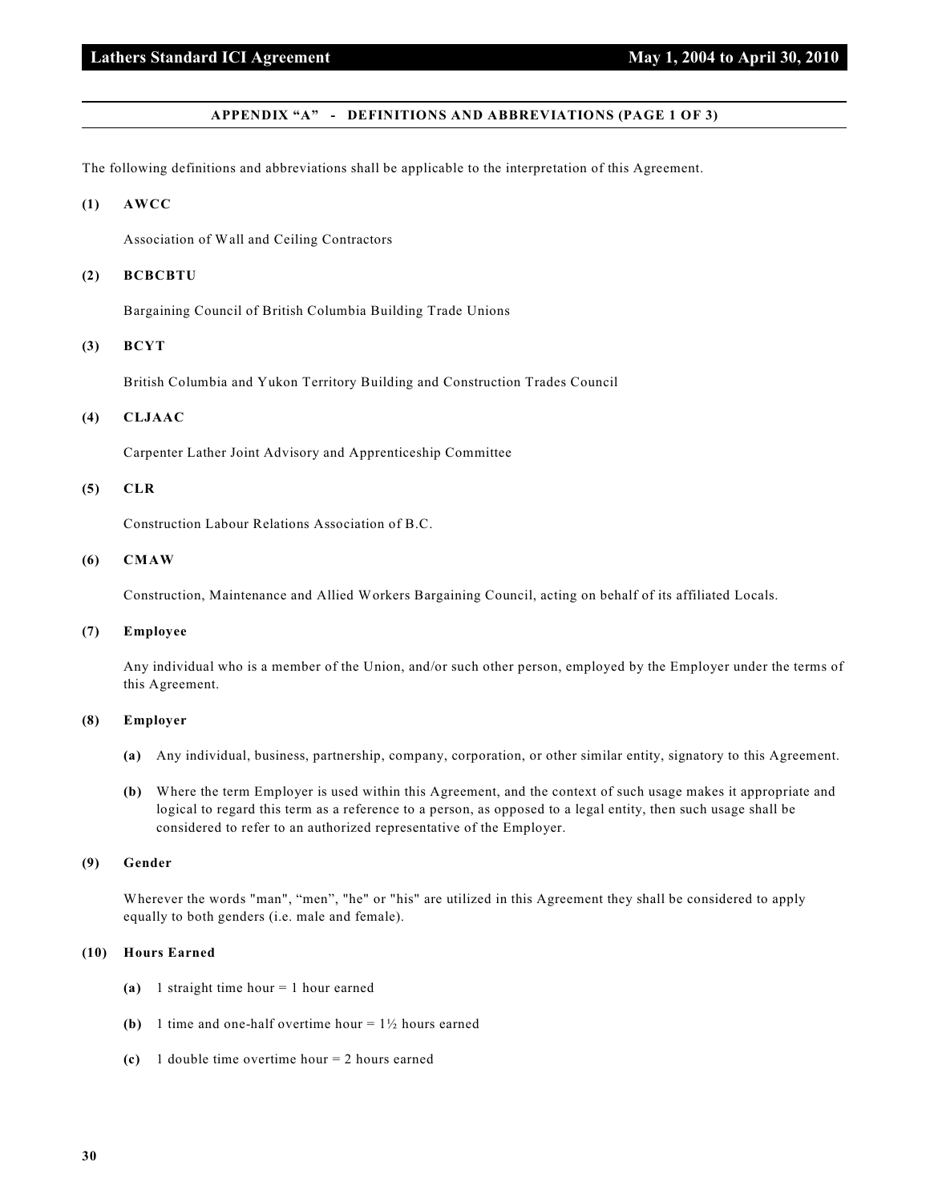## APPENDIX "A" - DEFINITIONS AND ABBREVIATIONS (PAGE 1 OF 3)

The following definitions and abbreviations shall be applicable to the interpretation of this Agreement.

**(1) AWCC**

Association of Wall and Ceiling Contractors

**(2) BCBCBTU**

Bargaining Council of British Columbia Building Trade Unions

**(3) BCYT**

British Columbia and Yukon Territory Building and Construction Trades Council

**(4) CLJAAC**

Carpenter Lather Joint Advisory and Apprenticeship Committee

**(5) CLR**

Construction Labour Relations Association of B.C.

**(6) CMAW**

Construction, Maintenance and Allied Workers Bargaining Council, acting on behalf of its affiliated Locals.

**(7) Employee**

Any individual who is a member of the Union, and/or such other person, employed by the Employer under the terms of this Agreement.

**(8) Employer**

**(a)** Any individual, business, partnership, company, corporation, or other similar entity, signatory to this Agreement.

**(b)** Where the term Employer is used within this Agreement, and the context of such usage makes it appropriate and logical to regard this term as a reference to a person, as opposed to a legal entity, then such usage shall be considered to refer to an authorized representative of the Employer.

**(9) Gender**

Wherever the words "man", "men", "he" or "his" are utilized in this Agreement they shall be considered to apply equally to both genders (i.e. male and female).

**(10) Hours Earned**

**(a)** 1 straight time hour = 1 hour earned

**(b)** 1 time and one-half overtime hour = 1½ hours earned

**(c)** 1 double time overtime hour = 2 hours earned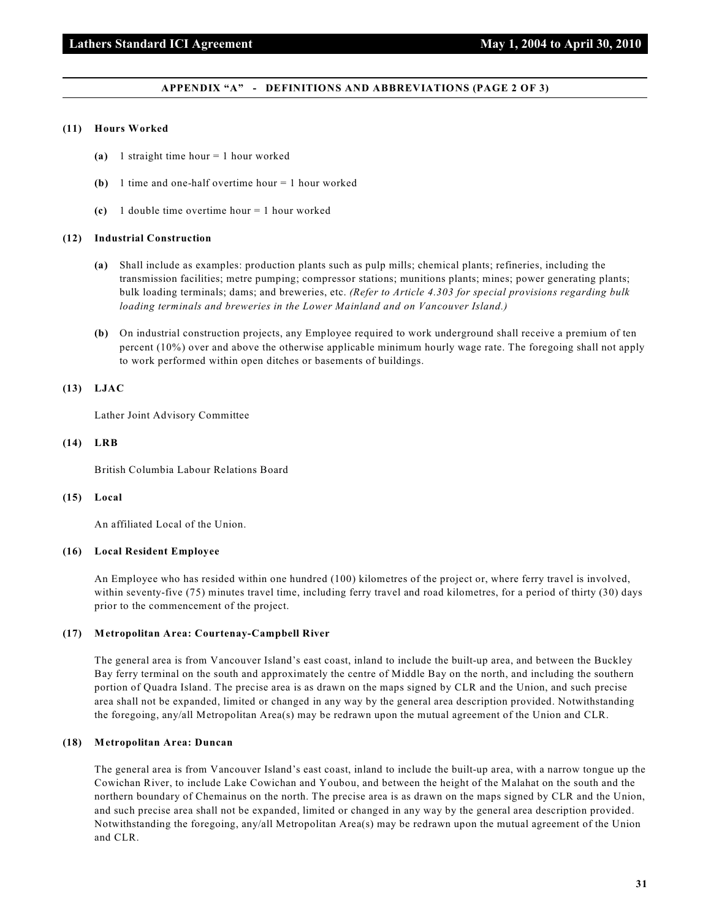## APPENDIX "A" - DEFINITIONS AND ABBREVIATIONS (PAGE 2 OF 3)

**(11) Hours Worked**

**(a)** 1 straight time hour = 1 hour worked

**(b)** 1 time and one-half overtime hour = 1 hour worked

**(c)** 1 double time overtime hour = 1 hour worked

**(12) Industrial Construction**

**(a)** Shall include as examples: production plants such as pulp mills; chemical plants; refineries, including the transmission facilities; metre pumping; compressor stations; munitions plants; mines; power generating plants; bulk loading terminals; dams; and breweries, etc. *(Refer to Article 4.303 for special provisions regarding bulk loading terminals and breweries in the Lower Mainland and on Vancouver Island.)*

**(b)** On industrial construction projects, any Employee required to work underground shall receive a premium of ten percent (10%) over and above the otherwise applicable minimum hourly wage rate. The foregoing shall not apply to work performed within open ditches or basements of buildings.

**(13) LJAC**

Lather Joint Advisory Committee

**(14) LRB**

British Columbia Labour Relations Board

**(15) Local**

An affiliated Local of the Union.

**(16) Local Resident Employee**

An Employee who has resided within one hundred (100) kilometres of the project or, where ferry travel is involved, within seventy-five (75) minutes travel time, including ferry travel and road kilometres, for a period of thirty (30) days prior to the commencement of the project.

**(17) Metropolitan Area: Courtenay-Campbell River**

The general area is from Vancouver Island's east coast, inland to include the built-up area, and between the Buckley Bay ferry terminal on the south and approximately the centre of Middle Bay on the north, and including the southern portion of Quadra Island. The precise area is as drawn on the maps signed by CLR and the Union, and such precise area shall not be expanded, limited or changed in any way by the general area description provided. Notwithstanding the foregoing, any/all Metropolitan Area(s) may be redrawn upon the mutual agreement of the Union and CLR.

**(18) Metropolitan Area: Duncan**

The general area is from Vancouver Island's east coast, inland to include the built-up area, with a narrow tongue up the Cowichan River, to include Lake Cowichan and Youbou, and between the height of the Malahat on the south and the northern boundary of Chemainus on the north. The precise area is as drawn on the maps signed by CLR and the Union, and such precise area shall not be expanded, limited or changed in any way by the general area description provided. Notwithstanding the foregoing, any/all Metropolitan Area(s) may be redrawn upon the mutual agreement of the Union and CLR.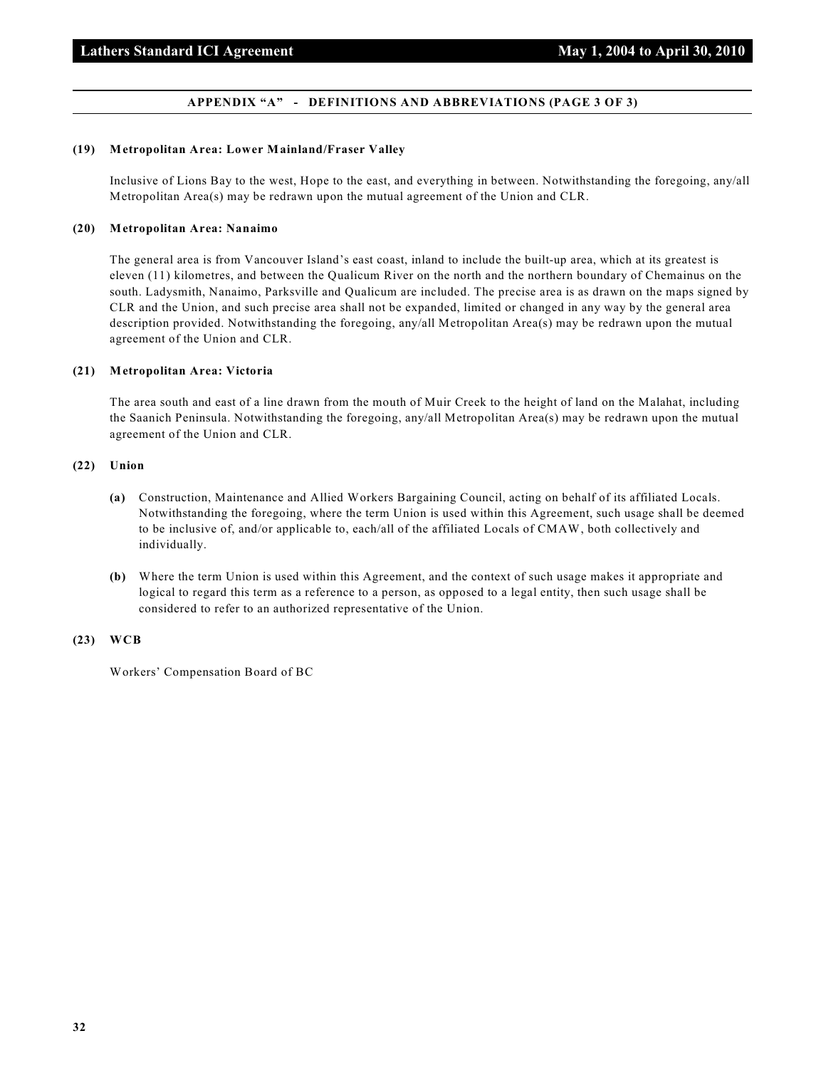## APPENDIX "A" - DEFINITIONS AND ABBREVIATIONS (PAGE 3 OF 3)

**(19) Metropolitan Area: Lower Mainland/Fraser Valley**

Inclusive of Lions Bay to the west, Hope to the east, and everything in between. Notwithstanding the foregoing, any/all Metropolitan Area(s) may be redrawn upon the mutual agreement of the Union and CLR.

**(20) Metropolitan Area: Nanaimo**

The general area is from Vancouver Island's east coast, inland to include the built-up area, which at its greatest is eleven (11) kilometres, and between the Qualicum River on the north and the northern boundary of Chemainus on the south. Ladysmith, Nanaimo, Parksville and Qualicum are included. The precise area is as drawn on the maps signed by CLR and the Union, and such precise area shall not be expanded, limited or changed in any way by the general area description provided. Notwithstanding the foregoing, any/all Metropolitan Area(s) may be redrawn upon the mutual agreement of the Union and CLR.

**(21) Metropolitan Area: Victoria**

The area south and east of a line drawn from the mouth of Muir Creek to the height of land on the Malahat, including the Saanich Peninsula. Notwithstanding the foregoing, any/all Metropolitan Area(s) may be redrawn upon the mutual agreement of the Union and CLR.

**(22) Union**

**(a)** Construction, Maintenance and Allied Workers Bargaining Council, acting on behalf of its affiliated Locals. Notwithstanding the foregoing, where the term Union is used within this Agreement, such usage shall be deemed to be inclusive of, and/or applicable to, each/all of the affiliated Locals of CMAW, both collectively and individually.

**(b)** Where the term Union is used within this Agreement, and the context of such usage makes it appropriate and logical to regard this term as a reference to a person, as opposed to a legal entity, then such usage shall be considered to refer to an authorized representative of the Union.

**(23) WCB**

Workers' Compensation Board of BC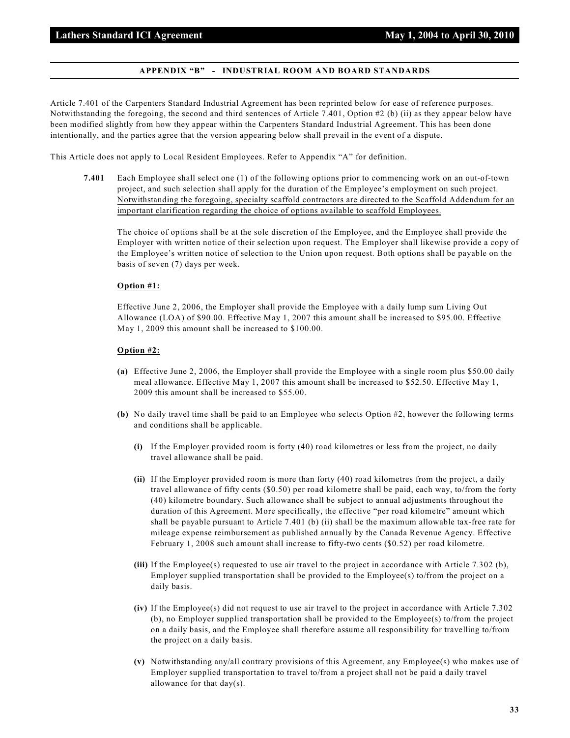## APPENDIX "B" - INDUSTRIAL ROOM AND BOARD STANDARDS

Article 7.401 of the Carpenters Standard Industrial Agreement has been reprinted below for ease of reference purposes. Notwithstanding the foregoing, the second and third sentences of Article 7.401, Option #2 (b) (ii) as they appear below have been modified slightly from how they appear within the Carpenters Standard Industrial Agreement. This has been done intentionally, and the parties agree that the version appearing below shall prevail in the event of a dispute.

This Article does not apply to Local Resident Employees. Refer to Appendix "A" for definition.

**7.401** Each Employee shall select one (1) of the following options prior to commencing work on an out-of-town project, and such selection shall apply for the duration of the Employee's employment on such project. <u>Notwithstanding the foregoing, specialty scaffold contractors are directed to the Scaffold Addendum for an important clarification regarding the choice of options available to scaffold Employees.</u>

The choice of options shall be at the sole discretion of the Employee, and the Employee shall provide the Employer with written notice of their selection upon request. The Employer shall likewise provide a copy of the Employee's written notice of selection to the Union upon request. Both options shall be payable on the basis of seven (7) days per week.

**<u>Option #1:</u>**

Effective June 2, 2006, the Employer shall provide the Employee with a daily lump sum Living Out Allowance (LOA) of $90.00. Effective May 1, 2007 this amount shall be increased to $95.00. Effective May 1, 2009 this amount shall be increased to $100.00.

**<u>Option #2:</u>**

**(a)** Effective June 2, 2006, the Employer shall provide the Employee with a single room plus $50.00 daily meal allowance. Effective May 1, 2007 this amount shall be increased to $52.50. Effective May 1, 2009 this amount shall be increased to $55.00.

**(b)** No daily travel time shall be paid to an Employee who selects Option #2, however the following terms and conditions shall be applicable.

- **(i)** If the Employer provided room is forty (40) road kilometres or less from the project, no daily travel allowance shall be paid.

- **(ii)** If the Employer provided room is more than forty (40) road kilometres from the project, a daily travel allowance of fifty cents ($0.50) per road kilometre shall be paid, each way, to/from the forty (40) kilometre boundary. Such allowance shall be subject to annual adjustments throughout the duration of this Agreement. More specifically, the effective "per road kilometre" amount which shall be payable pursuant to Article 7.401 (b) (ii) shall be the maximum allowable tax-free rate for mileage expense reimbursement as published annually by the Canada Revenue Agency. Effective February 1, 2008 such amount shall increase to fifty-two cents ($0.52) per road kilometre.

- **(iii)** If the Employee(s) requested to use air travel to the project in accordance with Article 7.302 (b), Employer supplied transportation shall be provided to the Employee(s) to/from the project on a daily basis.

- **(iv)** If the Employee(s) did not request to use air travel to the project in accordance with Article 7.302 (b), no Employer supplied transportation shall be provided to the Employee(s) to/from the project on a daily basis, and the Employee shall therefore assume all responsibility for travelling to/from the project on a daily basis.

- **(v)** Notwithstanding any/all contrary provisions of this Agreement, any Employee(s) who makes use of Employer supplied transportation to travel to/from a project shall not be paid a daily travel allowance for that day(s).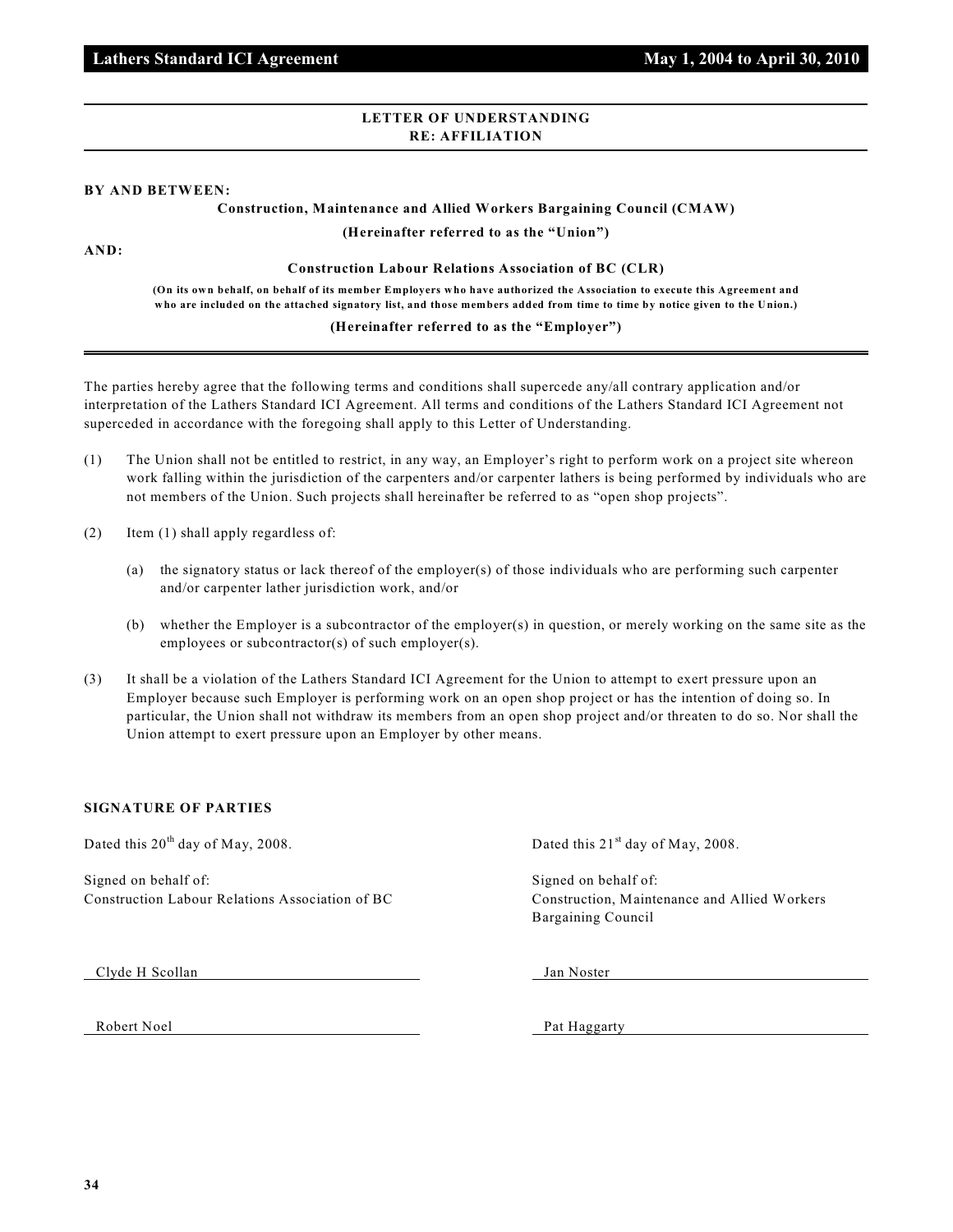## LETTER OF UNDERSTANDING
## RE: AFFILIATION

**BY AND BETWEEN:**

**Construction, Maintenance and Allied Workers Bargaining Council (CMAW)**

**(Hereinafter referred to as the "Union")**

**AND:**

**Construction Labour Relations Association of BC (CLR)**

**(On its own behalf, on behalf of its member Employers who have authorized the Association to execute this Agreement and who are included on the attached signatory list, and those members added from time to time by notice given to the Union.)**

**(Hereinafter referred to as the "Employer")**

The parties hereby agree that the following terms and conditions shall supercede any/all contrary application and/or interpretation of the Lathers Standard ICI Agreement. All terms and conditions of the Lathers Standard ICI Agreement not superceded in accordance with the foregoing shall apply to this Letter of Understanding.

(1) The Union shall not be entitled to restrict, in any way, an Employer's right to perform work on a project site whereon work falling within the jurisdiction of the carpenters and/or carpenter lathers is being performed by individuals who are not members of the Union. Such projects shall hereinafter be referred to as "open shop projects".

(2) Item (1) shall apply regardless of:

   (a) the signatory status or lack thereof of the employer(s) of those individuals who are performing such carpenter and/or carpenter lather jurisdiction work, and/or

   (b) whether the Employer is a subcontractor of the employer(s) in question, or merely working on the same site as the employees or subcontractor(s) of such employer(s).

(3) It shall be a violation of the Lathers Standard ICI Agreement for the Union to attempt to exert pressure upon an Employer because such Employer is performing work on an open shop project or has the intention of doing so. In particular, the Union shall not withdraw its members from an open shop project and/or threaten to do so. Nor shall the Union attempt to exert pressure upon an Employer by other means.

**SIGNATURE OF PARTIES**

Dated this 20th day of May, 2008.

Signed on behalf of:
Construction Labour Relations Association of BC

Clyde H Scollan

Robert Noel

Dated this 21st day of May, 2008.

Signed on behalf of:
Construction, Maintenance and Allied Workers Bargaining Council

Jan Noster

Pat Haggarty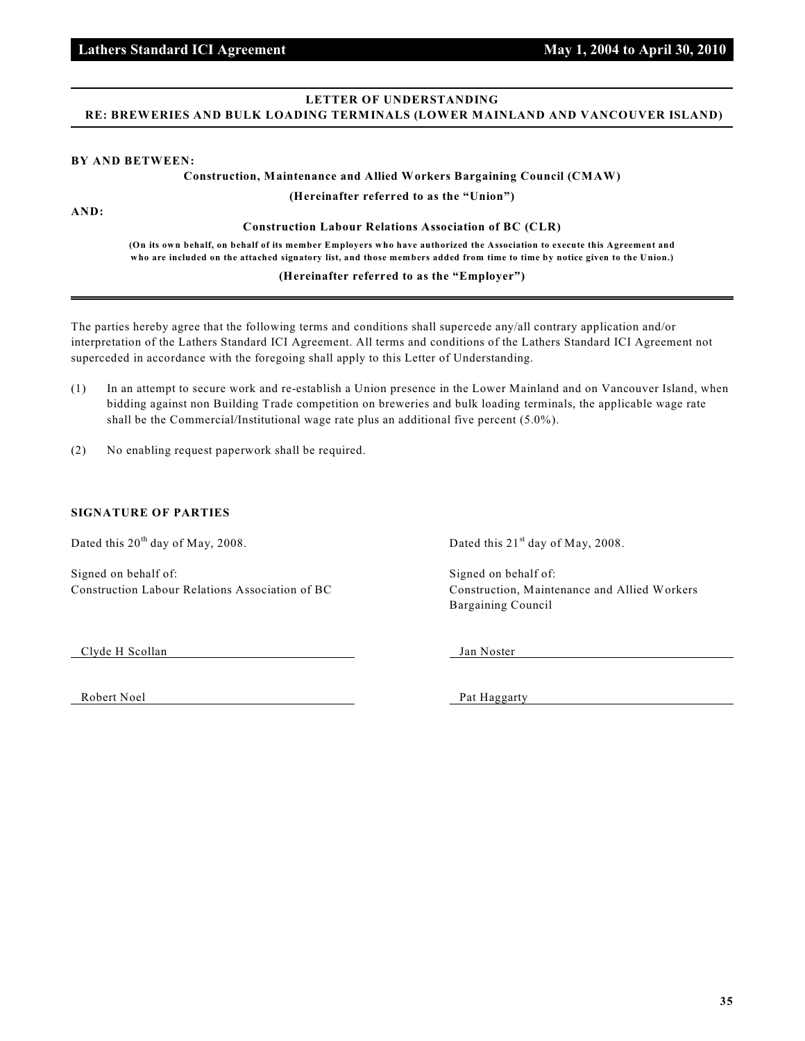## LETTER OF UNDERSTANDING
## RE: BREWERIES AND BULK LOADING TERMINALS (LOWER MAINLAND AND VANCOUVER ISLAND)

**BY AND BETWEEN:**

**Construction, Maintenance and Allied Workers Bargaining Council (CMAW)**

**(Hereinafter referred to as the "Union")**

**AND:**

**Construction Labour Relations Association of BC (CLR)**

**(On its own behalf, on behalf of its member Employers who have authorized the Association to execute this Agreement and who are included on the attached signatory list, and those members added from time to time by notice given to the Union.)**

**(Hereinafter referred to as the "Employer")**

The parties hereby agree that the following terms and conditions shall supercede any/all contrary application and/or interpretation of the Lathers Standard ICI Agreement. All terms and conditions of the Lathers Standard ICI Agreement not superceded in accordance with the foregoing shall apply to this Letter of Understanding.

(1) In an attempt to secure work and re-establish a Union presence in the Lower Mainland and on Vancouver Island, when bidding against non Building Trade competition on breweries and bulk loading terminals, the applicable wage rate shall be the Commercial/Institutional wage rate plus an additional five percent (5.0%).

(2) No enabling request paperwork shall be required.

**SIGNATURE OF PARTIES**

Dated this 20th day of May, 2008.

Signed on behalf of:
Construction Labour Relations Association of BC

Clyde H Scollan

Robert Noel

Dated this 21st day of May, 2008.

Signed on behalf of:
Construction, Maintenance and Allied Workers Bargaining Council

Jan Noster

Pat Haggarty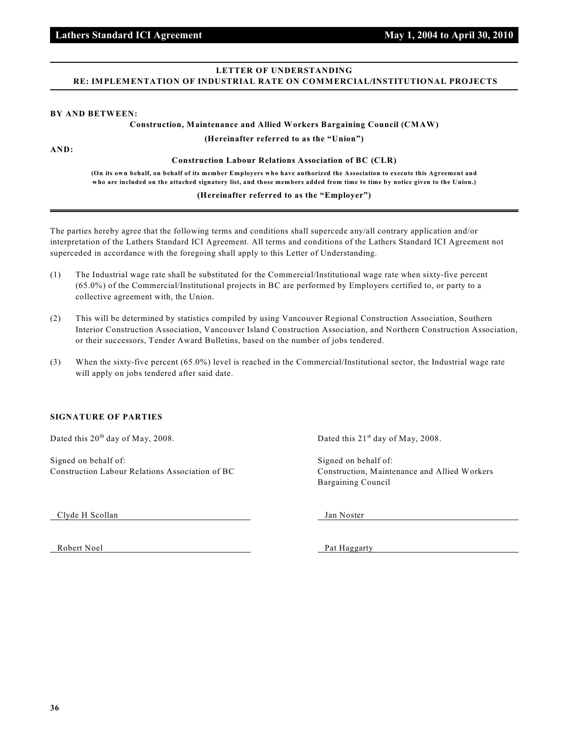## LETTER OF UNDERSTANDING
## RE: IMPLEMENTATION OF INDUSTRIAL RATE ON COMMERCIAL/INSTITUTIONAL PROJECTS

**BY AND BETWEEN:**

**Construction, Maintenance and Allied Workers Bargaining Council (CMAW)**

**(Hereinafter referred to as the "Union")**

**AND:**

**Construction Labour Relations Association of BC (CLR)**

**(On its own behalf, on behalf of its member Employers who have authorized the Association to execute this Agreement and who are included on the attached signatory list, and those members added from time to time by notice given to the Union.)**

**(Hereinafter referred to as the "Employer")**

The parties hereby agree that the following terms and conditions shall supercede any/all contrary application and/or interpretation of the Lathers Standard ICI Agreement. All terms and conditions of the Lathers Standard ICI Agreement not superceded in accordance with the foregoing shall apply to this Letter of Understanding.

(1) The Industrial wage rate shall be substituted for the Commercial/Institutional wage rate when sixty-five percent (65.0%) of the Commercial/Institutional projects in BC are performed by Employers certified to, or party to a collective agreement with, the Union.

(2) This will be determined by statistics compiled by using Vancouver Regional Construction Association, Southern Interior Construction Association, Vancouver Island Construction Association, and Northern Construction Association, or their successors, Tender Award Bulletins, based on the number of jobs tendered.

(3) When the sixty-five percent (65.0%) level is reached in the Commercial/Institutional sector, the Industrial wage rate will apply on jobs tendered after said date.

**SIGNATURE OF PARTIES**

Dated this 20th day of May, 2008.

Signed on behalf of:
Construction Labour Relations Association of BC

Clyde H Scollan

Robert Noel

Dated this 21st day of May, 2008.

Signed on behalf of:
Construction, Maintenance and Allied Workers Bargaining Council

Jan Noster

Pat Haggarty